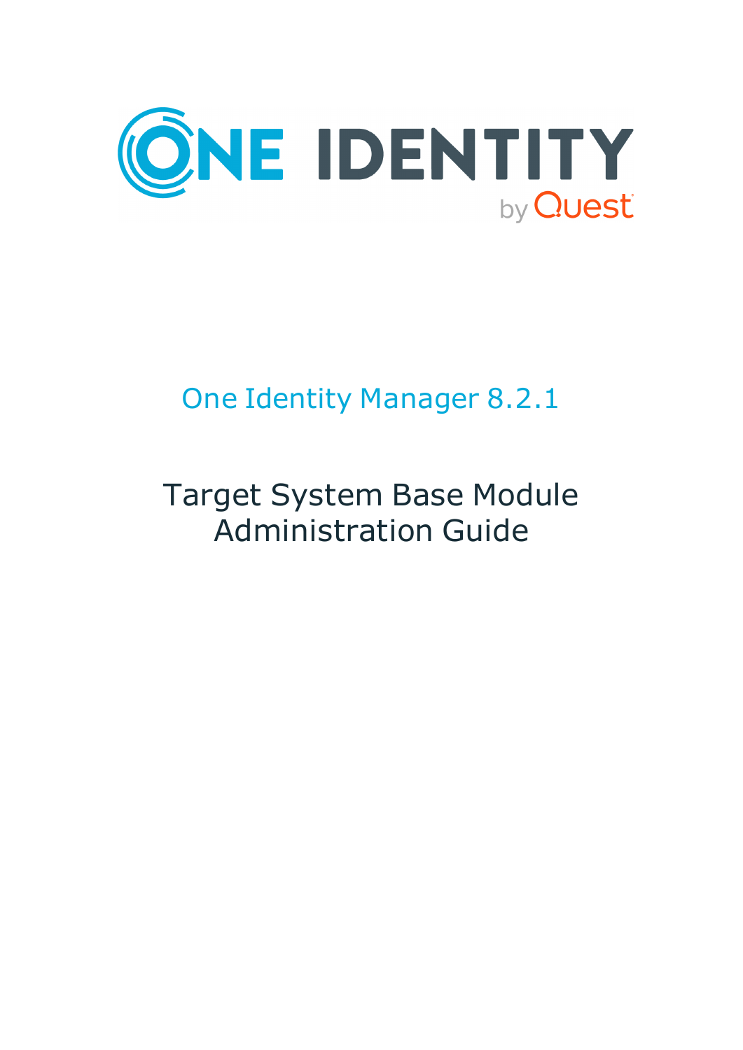ONE IDENTITY by Quest

# One Identity Manager 8.2.1

# Target System Base Module Administration Guide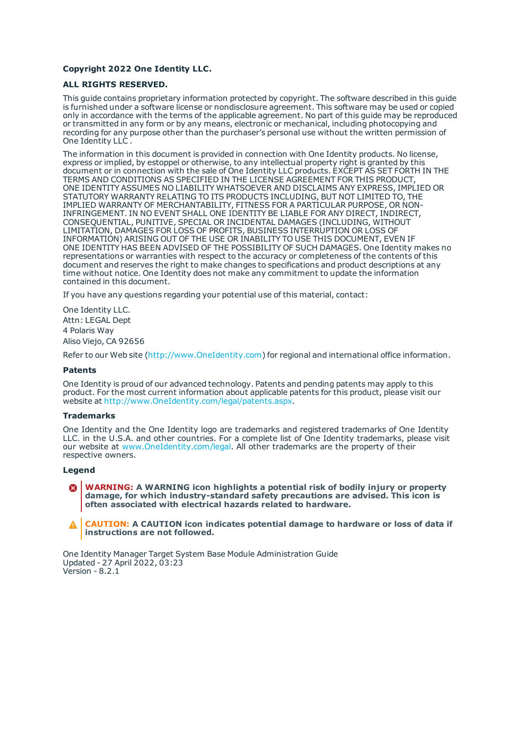**Copyright 2022 One Identity LLC.**

**ALL RIGHTS RESERVED.**

This guide contains proprietary information protected by copyright. The software described in this guide is furnished under a software license or nondisclosure agreement. This software may be used or copied only in accordance with the terms of the applicable agreement. No part of this guide may be reproduced or transmitted in any form or by any means, electronic or mechanical, including photocopying and recording for any purpose other than the purchaser's personal use without the written permission of One Identity LLC .

The information in this document is provided in connection with One Identity products. No license, express or implied, by estoppel or otherwise, to any intellectual property right is granted by this document or in connection with the sale of One Identity LLC products. EXCEPT AS SET FORTH IN THE TERMS AND CONDITIONS AS SPECIFIED IN THE LICENSE AGREEMENT FOR THIS PRODUCT, ONE IDENTITY ASSUMES NO LIABILITY WHATSOEVER AND DISCLAIMS ANY EXPRESS, IMPLIED OR STATUTORY WARRANTY RELATING TO ITS PRODUCTS INCLUDING, BUT NOT LIMITED TO, THE IMPLIED WARRANTY OF MERCHANTABILITY, FITNESS FOR A PARTICULAR PURPOSE, OR NON-INFRINGEMENT. IN NO EVENT SHALL ONE IDENTITY BE LIABLE FOR ANY DIRECT, INDIRECT, CONSEQUENTIAL, PUNITIVE, SPECIAL OR INCIDENTAL DAMAGES (INCLUDING, WITHOUT LIMITATION, DAMAGES FOR LOSS OF PROFITS, BUSINESS INTERRUPTION OR LOSS OF INFORMATION) ARISING OUT OF THE USE OR INABILITY TO USE THIS DOCUMENT, EVEN IF ONE IDENTITY HAS BEEN ADVISED OF THE POSSIBILITY OF SUCH DAMAGES. One Identity makes no representations or warranties with respect to the accuracy or completeness of the contents of this document and reserves the right to make changes to specifications and product descriptions at any time without notice. One Identity does not make any commitment to update the information contained in this document.

If you have any questions regarding your potential use of this material, contact:

One Identity LLC.
Attn: LEGAL Dept
4 Polaris Way
Aliso Viejo, CA 92656

Refer to our Web site (http://www.OneIdentity.com) for regional and international office information.

### Patents

One Identity is proud of our advanced technology. Patents and pending patents may apply to this product. For the most current information about applicable patents for this product, please visit our website at http://www.OneIdentity.com/legal/patents.aspx.

### Trademarks

One Identity and the One Identity logo are trademarks and registered trademarks of One Identity LLC. in the U.S.A. and other countries. For a complete list of One Identity trademarks, please visit our website at www.OneIdentity.com/legal. All other trademarks are the property of their respective owners.

### Legend

**WARNING: A WARNING icon highlights a potential risk of bodily injury or property damage, for which industry-standard safety precautions are advised. This icon is often associated with electrical hazards related to hardware.**

**CAUTION: A CAUTION icon indicates potential damage to hardware or loss of data if instructions are not followed.**

One Identity Manager Target System Base Module Administration Guide
Updated - 27 April 2022, 03:23
Version - 8.2.1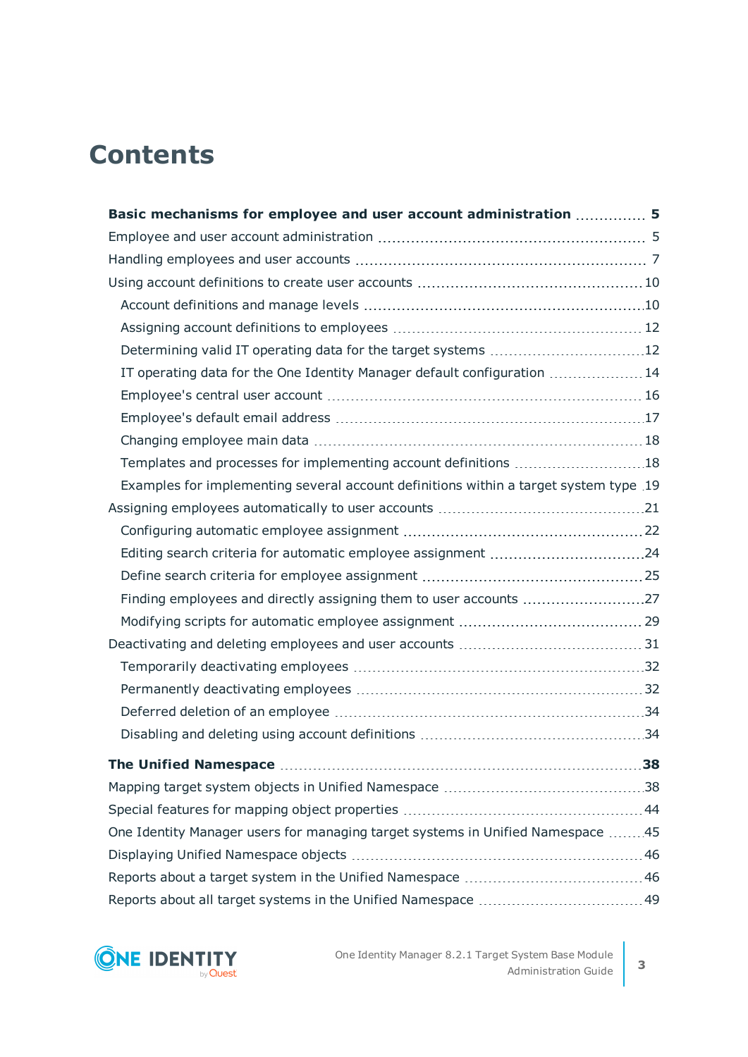# Contents

**Basic mechanisms for employee and user account administration** 5

- Employee and user account administration 5
- Handling employees and user accounts 7
- Using account definitions to create user accounts 10
    - Account definitions and manage levels 10
    - Assigning account definitions to employees 12
    - Determining valid IT operating data for the target systems 12
    - IT operating data for the One Identity Manager default configuration 14
    - Employee's central user account 16
    - Employee's default email address 17
    - Changing employee main data 18
    - Templates and processes for implementing account definitions 18
    - Examples for implementing several account definitions within a target system type 19
- Assigning employees automatically to user accounts 21
    - Configuring automatic employee assignment 22
    - Editing search criteria for automatic employee assignment 24
    - Define search criteria for employee assignment 25
    - Finding employees and directly assigning them to user accounts 27
    - Modifying scripts for automatic employee assignment 29
- Deactivating and deleting employees and user accounts 31
    - Temporarily deactivating employees 32
    - Permanently deactivating employees 32
    - Deferred deletion of an employee 34
    - Disabling and deleting using account definitions 34

**The Unified Namespace** 38

- Mapping target system objects in Unified Namespace 38
- Special features for mapping object properties 44
- One Identity Manager users for managing target systems in Unified Namespace 45
- Displaying Unified Namespace objects 46
- Reports about a target system in the Unified Namespace 46
- Reports about all target systems in the Unified Namespace 49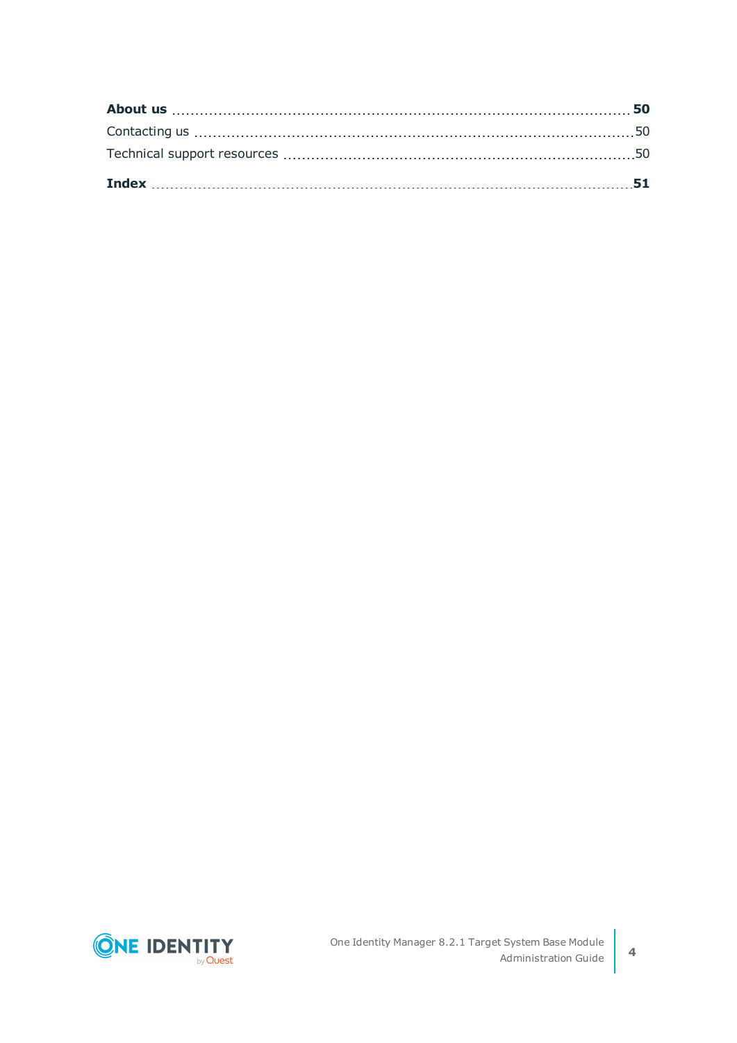**About us** ........................................................................................................ **50**

Contacting us ........................................................................................................ 50

Technical support resources ........................................................................................................ 50

**Index** ........................................................................................................ **51**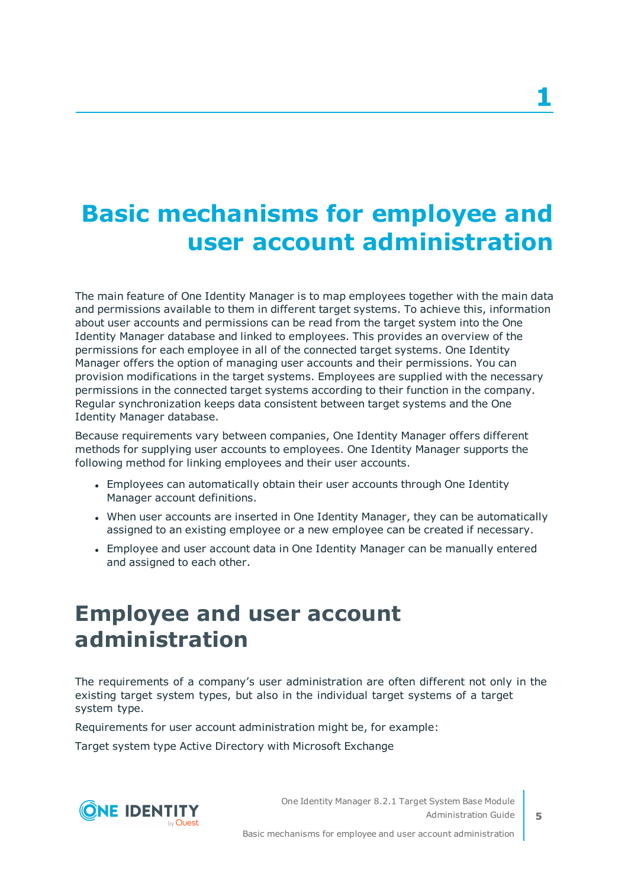# 1

# Basic mechanisms for employee and user account administration

The main feature of One Identity Manager is to map employees together with the main data and permissions available to them in different target systems. To achieve this, information about user accounts and permissions can be read from the target system into the One Identity Manager database and linked to employees. This provides an overview of the permissions for each employee in all of the connected target systems. One Identity Manager offers the option of managing user accounts and their permissions. You can provision modifications in the target systems. Employees are supplied with the necessary permissions in the connected target systems according to their function in the company. Regular synchronization keeps data consistent between target systems and the One Identity Manager database.

Because requirements vary between companies, One Identity Manager offers different methods for supplying user accounts to employees. One Identity Manager supports the following method for linking employees and their user accounts.

- Employees can automatically obtain their user accounts through One Identity Manager account definitions.
- When user accounts are inserted in One Identity Manager, they can be automatically assigned to an existing employee or a new employee can be created if necessary.
- Employee and user account data in One Identity Manager can be manually entered and assigned to each other.

## Employee and user account administration

The requirements of a company's user administration are often different not only in the existing target system types, but also in the individual target systems of a target system type.

Requirements for user account administration might be, for example:

Target system type Active Directory with Microsoft Exchange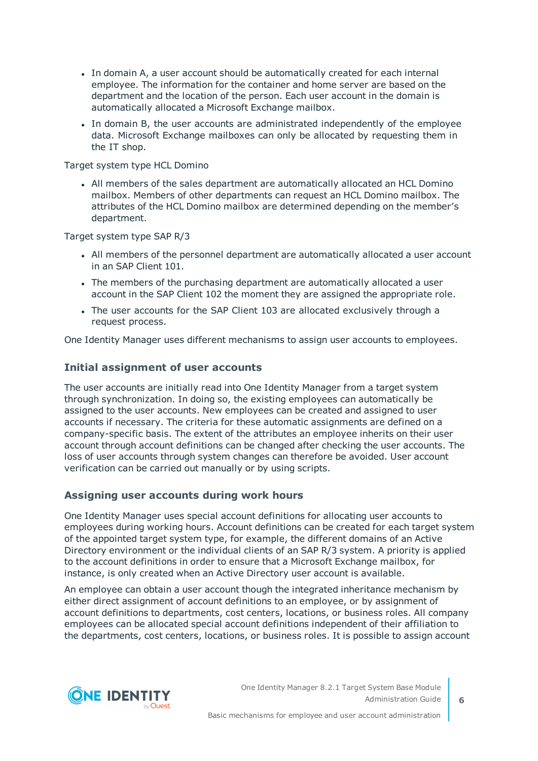- In domain A, a user account should be automatically created for each internal employee. The information for the container and home server are based on the department and the location of the person. Each user account in the domain is automatically allocated a Microsoft Exchange mailbox.
- In domain B, the user accounts are administrated independently of the employee data. Microsoft Exchange mailboxes can only be allocated by requesting them in the IT shop.

Target system type HCL Domino

- All members of the sales department are automatically allocated an HCL Domino mailbox. Members of other departments can request an HCL Domino mailbox. The attributes of the HCL Domino mailbox are determined depending on the member's department.

Target system type SAP R/3

- All members of the personnel department are automatically allocated a user account in an SAP Client 101.
- The members of the purchasing department are automatically allocated a user account in the SAP Client 102 the moment they are assigned the appropriate role.
- The user accounts for the SAP Client 103 are allocated exclusively through a request process.

One Identity Manager uses different mechanisms to assign user accounts to employees.

### Initial assignment of user accounts

The user accounts are initially read into One Identity Manager from a target system through synchronization. In doing so, the existing employees can automatically be assigned to the user accounts. New employees can be created and assigned to user accounts if necessary. The criteria for these automatic assignments are defined on a company-specific basis. The extent of the attributes an employee inherits on their user account through account definitions can be changed after checking the user accounts. The loss of user accounts through system changes can therefore be avoided. User account verification can be carried out manually or by using scripts.

### Assigning user accounts during work hours

One Identity Manager uses special account definitions for allocating user accounts to employees during working hours. Account definitions can be created for each target system of the appointed target system type, for example, the different domains of an Active Directory environment or the individual clients of an SAP R/3 system. A priority is applied to the account definitions in order to ensure that a Microsoft Exchange mailbox, for instance, is only created when an Active Directory user account is available.

An employee can obtain a user account though the integrated inheritance mechanism by either direct assignment of account definitions to an employee, or by assignment of account definitions to departments, cost centers, locations, or business roles. All company employees can be allocated special account definitions independent of their affiliation to the departments, cost centers, locations, or business roles. It is possible to assign account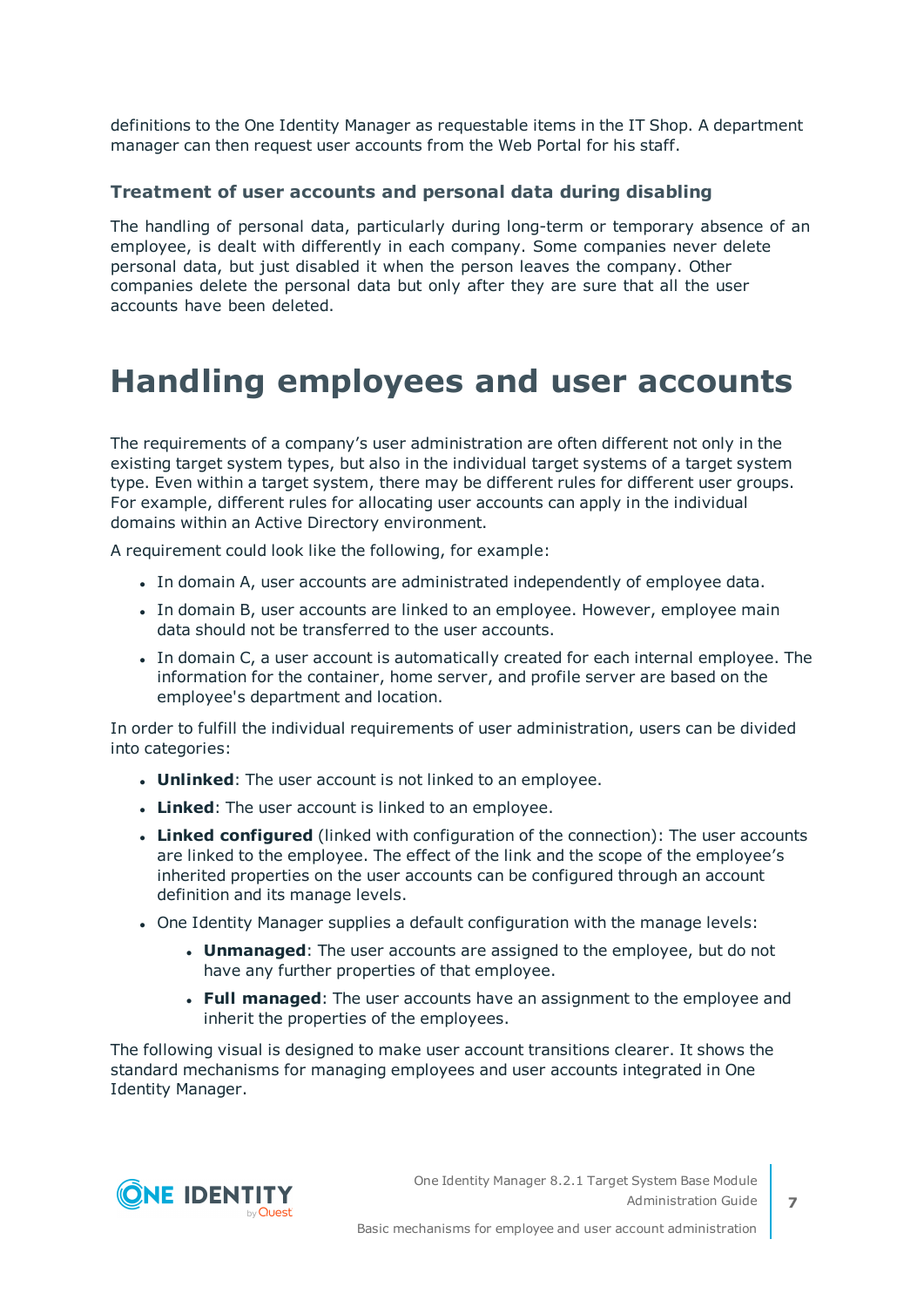definitions to the One Identity Manager as requestable items in the IT Shop. A department manager can then request user accounts from the Web Portal for his staff.

### Treatment of user accounts and personal data during disabling

The handling of personal data, particularly during long-term or temporary absence of an employee, is dealt with differently in each company. Some companies never delete personal data, but just disabled it when the person leaves the company. Other companies delete the personal data but only after they are sure that all the user accounts have been deleted.

# Handling employees and user accounts

The requirements of a company's user administration are often different not only in the existing target system types, but also in the individual target systems of a target system type. Even within a target system, there may be different rules for different user groups. For example, different rules for allocating user accounts can apply in the individual domains within an Active Directory environment.

A requirement could look like the following, for example:

- In domain A, user accounts are administrated independently of employee data.
- In domain B, user accounts are linked to an employee. However, employee main data should not be transferred to the user accounts.
- In domain C, a user account is automatically created for each internal employee. The information for the container, home server, and profile server are based on the employee's department and location.

In order to fulfill the individual requirements of user administration, users can be divided into categories:

- **Unlinked**: The user account is not linked to an employee.
- **Linked**: The user account is linked to an employee.
- **Linked configured** (linked with configuration of the connection): The user accounts are linked to the employee. The effect of the link and the scope of the employee's inherited properties on the user accounts can be configured through an account definition and its manage levels.
- One Identity Manager supplies a default configuration with the manage levels:
  - **Unmanaged**: The user accounts are assigned to the employee, but do not have any further properties of that employee.
  - **Full managed**: The user accounts have an assignment to the employee and inherit the properties of the employees.

The following visual is designed to make user account transitions clearer. It shows the standard mechanisms for managing employees and user accounts integrated in One Identity Manager.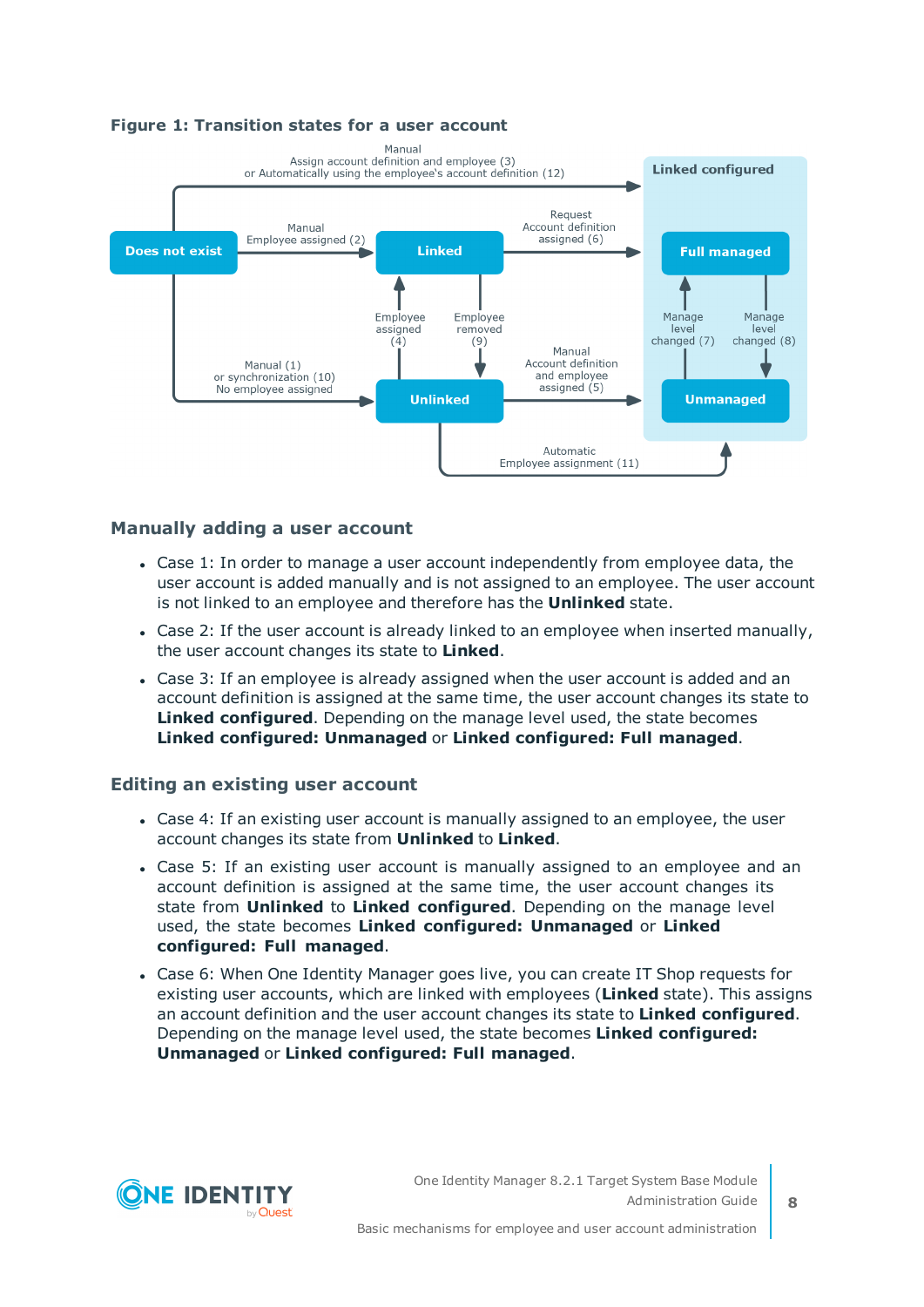**Figure 1: Transition states for a user account**

## Manually adding a user account

- Case 1: In order to manage a user account independently from employee data, the user account is added manually and is not assigned to an employee. The user account is not linked to an employee and therefore has the **Unlinked** state.
- Case 2: If the user account is already linked to an employee when inserted manually, the user account changes its state to **Linked**.
- Case 3: If an employee is already assigned when the user account is added and an account definition is assigned at the same time, the user account changes its state to **Linked configured**. Depending on the manage level used, the state becomes **Linked configured: Unmanaged** or **Linked configured: Full managed**.

## Editing an existing user account

- Case 4: If an existing user account is manually assigned to an employee, the user account changes its state from **Unlinked** to **Linked**.
- Case 5: If an existing user account is manually assigned to an employee and an account definition is assigned at the same time, the user account changes its state from **Unlinked** to **Linked configured**. Depending on the manage level used, the state becomes **Linked configured: Unmanaged** or **Linked configured: Full managed**.
- Case 6: When One Identity Manager goes live, you can create IT Shop requests for existing user accounts, which are linked with employees (**Linked** state). This assigns an account definition and the user account changes its state to **Linked configured**. Depending on the manage level used, the state becomes **Linked configured: Unmanaged** or **Linked configured: Full managed**.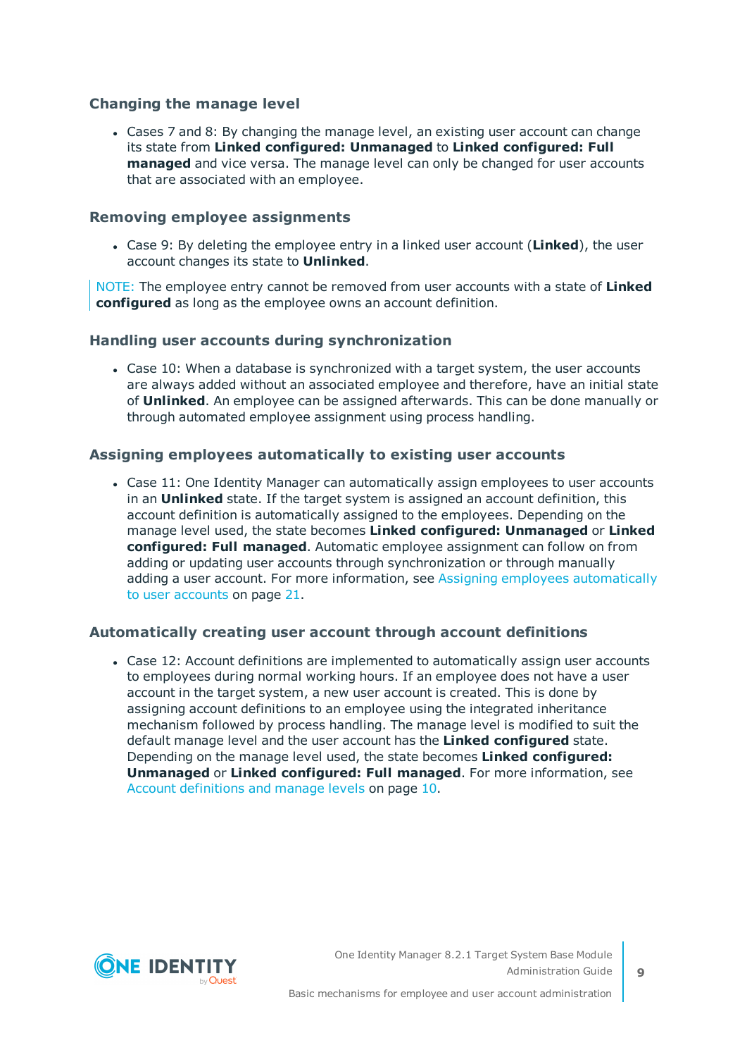### Changing the manage level

- Cases 7 and 8: By changing the manage level, an existing user account can change its state from **Linked configured: Unmanaged** to **Linked configured: Full managed** and vice versa. The manage level can only be changed for user accounts that are associated with an employee.

### Removing employee assignments

- Case 9: By deleting the employee entry in a linked user account (**Linked**), the user account changes its state to **Unlinked**.

NOTE: The employee entry cannot be removed from user accounts with a state of **Linked configured** as long as the employee owns an account definition.

### Handling user accounts during synchronization

- Case 10: When a database is synchronized with a target system, the user accounts are always added without an associated employee and therefore, have an initial state of **Unlinked**. An employee can be assigned afterwards. This can be done manually or through automated employee assignment using process handling.

### Assigning employees automatically to existing user accounts

- Case 11: One Identity Manager can automatically assign employees to user accounts in an **Unlinked** state. If the target system is assigned an account definition, this account definition is automatically assigned to the employees. Depending on the manage level used, the state becomes **Linked configured: Unmanaged** or **Linked configured: Full managed**. Automatic employee assignment can follow on from adding or updating user accounts through synchronization or through manually adding a user account. For more information, see Assigning employees automatically to user accounts on page 21.

### Automatically creating user account through account definitions

- Case 12: Account definitions are implemented to automatically assign user accounts to employees during normal working hours. If an employee does not have a user account in the target system, a new user account is created. This is done by assigning account definitions to an employee using the integrated inheritance mechanism followed by process handling. The manage level is modified to suit the default manage level and the user account has the **Linked configured** state. Depending on the manage level used, the state becomes **Linked configured: Unmanaged** or **Linked configured: Full managed**. For more information, see Account definitions and manage levels on page 10.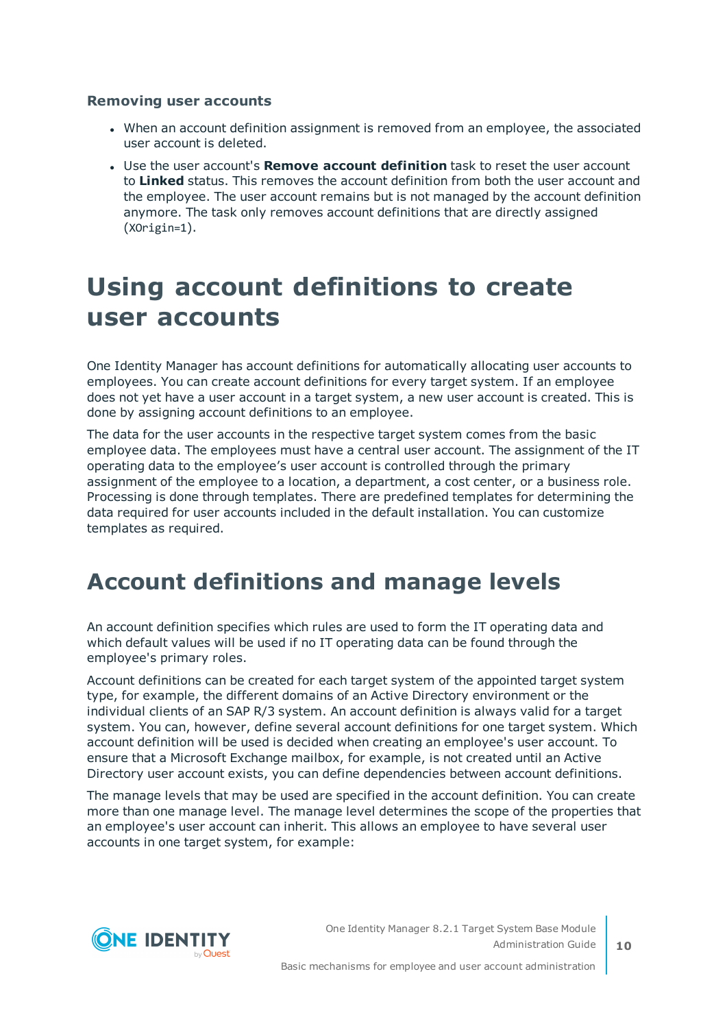### Removing user accounts

- When an account definition assignment is removed from an employee, the associated user account is deleted.
- Use the user account's **Remove account definition** task to reset the user account to **Linked** status. This removes the account definition from both the user account and the employee. The user account remains but is not managed by the account definition anymore. The task only removes account definitions that are directly assigned (`XOrigin=1`).

# Using account definitions to create user accounts

One Identity Manager has account definitions for automatically allocating user accounts to employees. You can create account definitions for every target system. If an employee does not yet have a user account in a target system, a new user account is created. This is done by assigning account definitions to an employee.

The data for the user accounts in the respective target system comes from the basic employee data. The employees must have a central user account. The assignment of the IT operating data to the employee's user account is controlled through the primary assignment of the employee to a location, a department, a cost center, or a business role. Processing is done through templates. There are predefined templates for determining the data required for user accounts included in the default installation. You can customize templates as required.

## Account definitions and manage levels

An account definition specifies which rules are used to form the IT operating data and which default values will be used if no IT operating data can be found through the employee's primary roles.

Account definitions can be created for each target system of the appointed target system type, for example, the different domains of an Active Directory environment or the individual clients of an SAP R/3 system. An account definition is always valid for a target system. You can, however, define several account definitions for one target system. Which account definition will be used is decided when creating an employee's user account. To ensure that a Microsoft Exchange mailbox, for example, is not created until an Active Directory user account exists, you can define dependencies between account definitions.

The manage levels that may be used are specified in the account definition. You can create more than one manage level. The manage level determines the scope of the properties that an employee's user account can inherit. This allows an employee to have several user accounts in one target system, for example: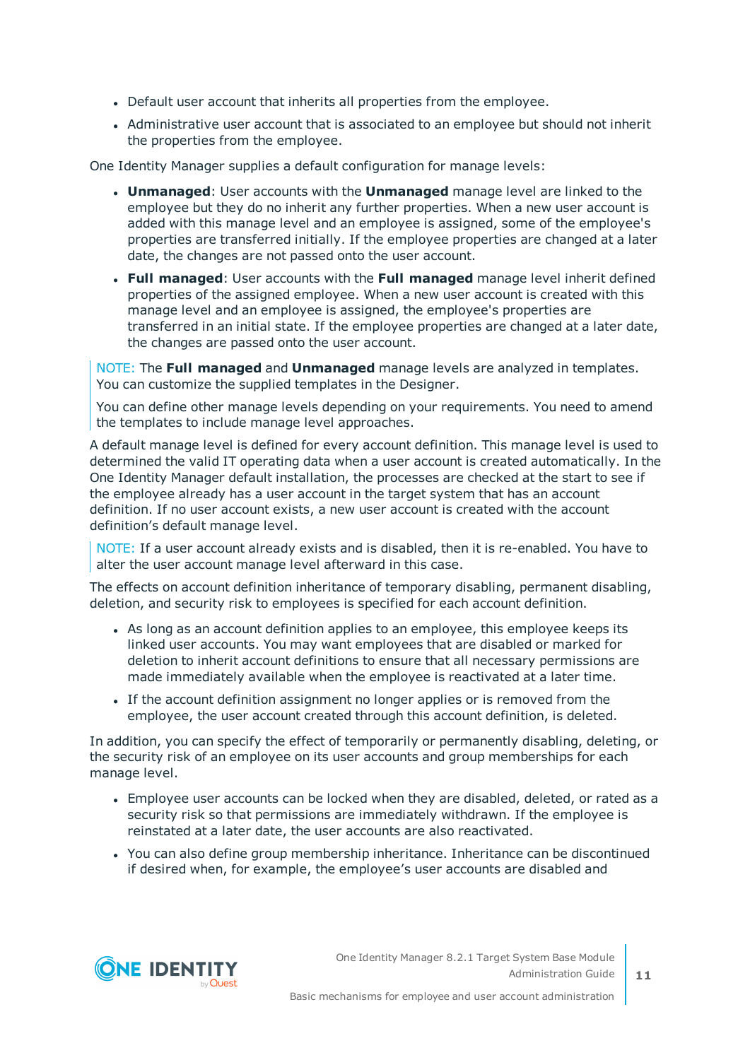- Default user account that inherits all properties from the employee.
- Administrative user account that is associated to an employee but should not inherit the properties from the employee.

One Identity Manager supplies a default configuration for manage levels:

- **Unmanaged**: User accounts with the **Unmanaged** manage level are linked to the employee but they do no inherit any further properties. When a new user account is added with this manage level and an employee is assigned, some of the employee's properties are transferred initially. If the employee properties are changed at a later date, the changes are not passed onto the user account.
- **Full managed**: User accounts with the **Full managed** manage level inherit defined properties of the assigned employee. When a new user account is created with this manage level and an employee is assigned, the employee's properties are transferred in an initial state. If the employee properties are changed at a later date, the changes are passed onto the user account.

NOTE: The **Full managed** and **Unmanaged** manage levels are analyzed in templates. You can customize the supplied templates in the Designer.

You can define other manage levels depending on your requirements. You need to amend the templates to include manage level approaches.

A default manage level is defined for every account definition. This manage level is used to determined the valid IT operating data when a user account is created automatically. In the One Identity Manager default installation, the processes are checked at the start to see if the employee already has a user account in the target system that has an account definition. If no user account exists, a new user account is created with the account definition's default manage level.

NOTE: If a user account already exists and is disabled, then it is re-enabled. You have to alter the user account manage level afterward in this case.

The effects on account definition inheritance of temporary disabling, permanent disabling, deletion, and security risk to employees is specified for each account definition.

- As long as an account definition applies to an employee, this employee keeps its linked user accounts. You may want employees that are disabled or marked for deletion to inherit account definitions to ensure that all necessary permissions are made immediately available when the employee is reactivated at a later time.
- If the account definition assignment no longer applies or is removed from the employee, the user account created through this account definition, is deleted.

In addition, you can specify the effect of temporarily or permanently disabling, deleting, or the security risk of an employee on its user accounts and group memberships for each manage level.

- Employee user accounts can be locked when they are disabled, deleted, or rated as a security risk so that permissions are immediately withdrawn. If the employee is reinstated at a later date, the user accounts are also reactivated.
- You can also define group membership inheritance. Inheritance can be discontinued if desired when, for example, the employee's user accounts are disabled and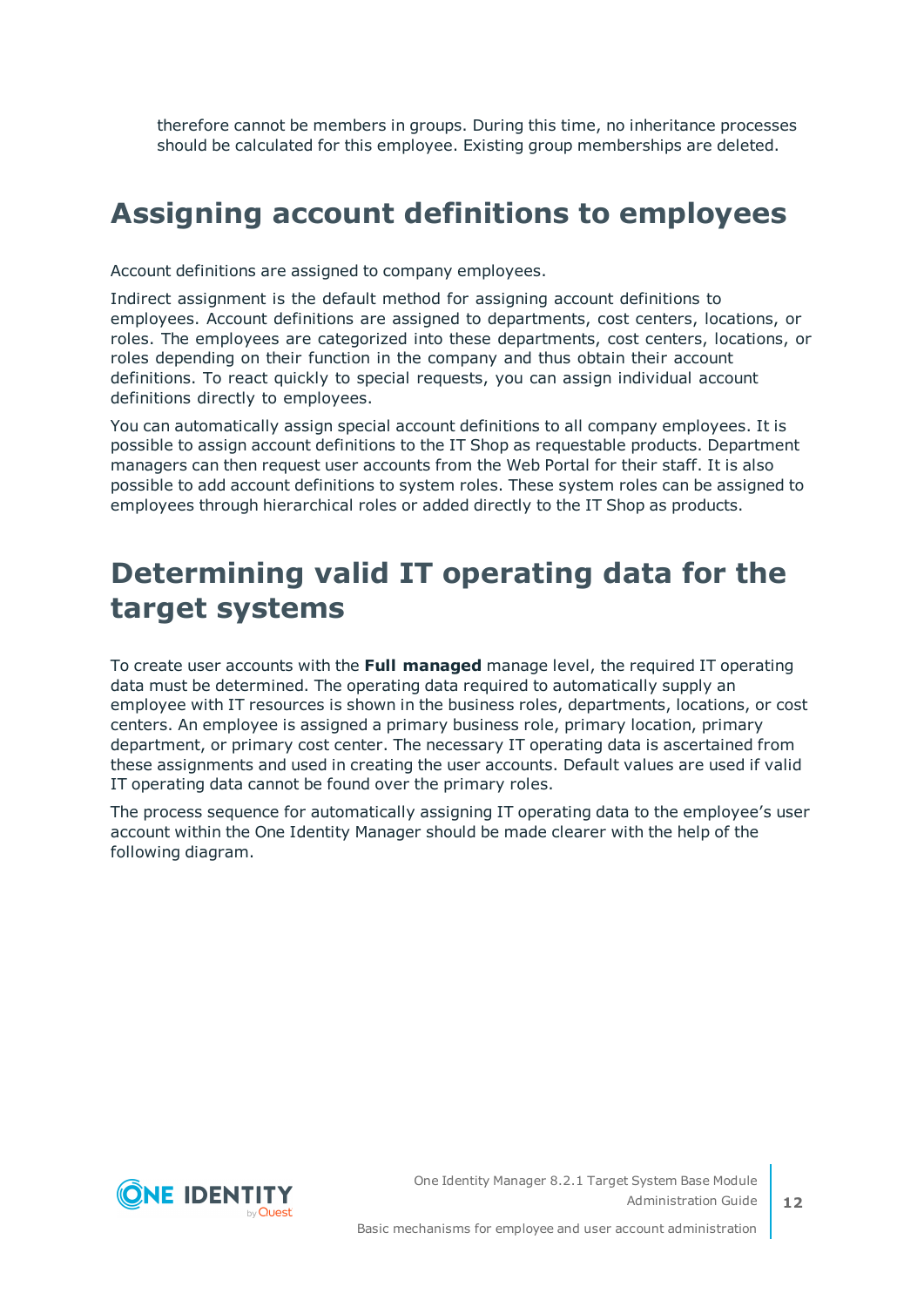therefore cannot be members in groups. During this time, no inheritance processes should be calculated for this employee. Existing group memberships are deleted.

# Assigning account definitions to employees

Account definitions are assigned to company employees.

Indirect assignment is the default method for assigning account definitions to employees. Account definitions are assigned to departments, cost centers, locations, or roles. The employees are categorized into these departments, cost centers, locations, or roles depending on their function in the company and thus obtain their account definitions. To react quickly to special requests, you can assign individual account definitions directly to employees.

You can automatically assign special account definitions to all company employees. It is possible to assign account definitions to the IT Shop as requestable products. Department managers can then request user accounts from the Web Portal for their staff. It is also possible to add account definitions to system roles. These system roles can be assigned to employees through hierarchical roles or added directly to the IT Shop as products.

# Determining valid IT operating data for the target systems

To create user accounts with the **Full managed** manage level, the required IT operating data must be determined. The operating data required to automatically supply an employee with IT resources is shown in the business roles, departments, locations, or cost centers. An employee is assigned a primary business role, primary location, primary department, or primary cost center. The necessary IT operating data is ascertained from these assignments and used in creating the user accounts. Default values are used if valid IT operating data cannot be found over the primary roles.

The process sequence for automatically assigning IT operating data to the employee's user account within the One Identity Manager should be made clearer with the help of the following diagram.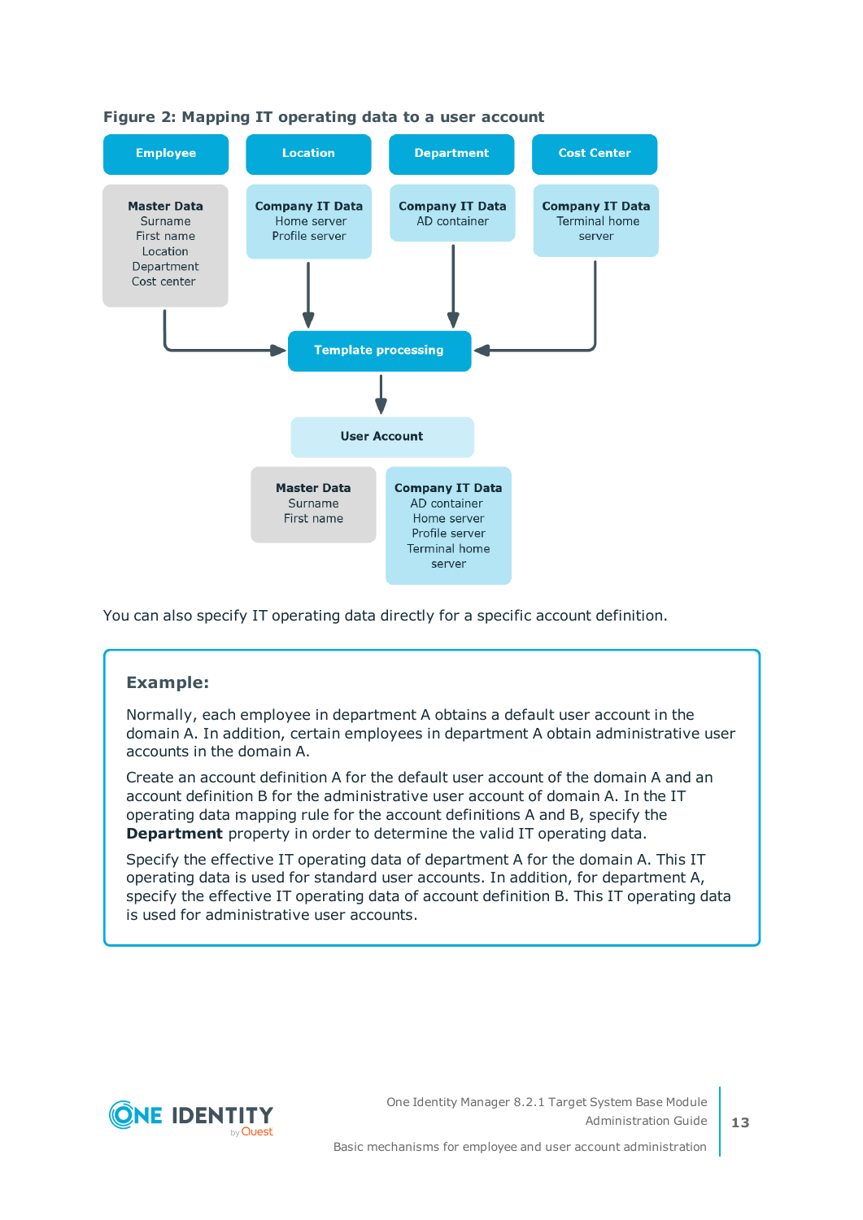**Figure 2: Mapping IT operating data to a user account**

You can also specify IT operating data directly for a specific account definition.

> **Example:**
>
> Normally, each employee in department A obtains a default user account in the domain A. In addition, certain employees in department A obtain administrative user accounts in the domain A.
>
> Create an account definition A for the default user account of the domain A and an account definition B for the administrative user account of domain A. In the IT operating data mapping rule for the account definitions A and B, specify the **Department** property in order to determine the valid IT operating data.
>
> Specify the effective IT operating data of department A for the domain A. This IT operating data is used for standard user accounts. In addition, for department A, specify the effective IT operating data of account definition B. This IT operating data is used for administrative user accounts.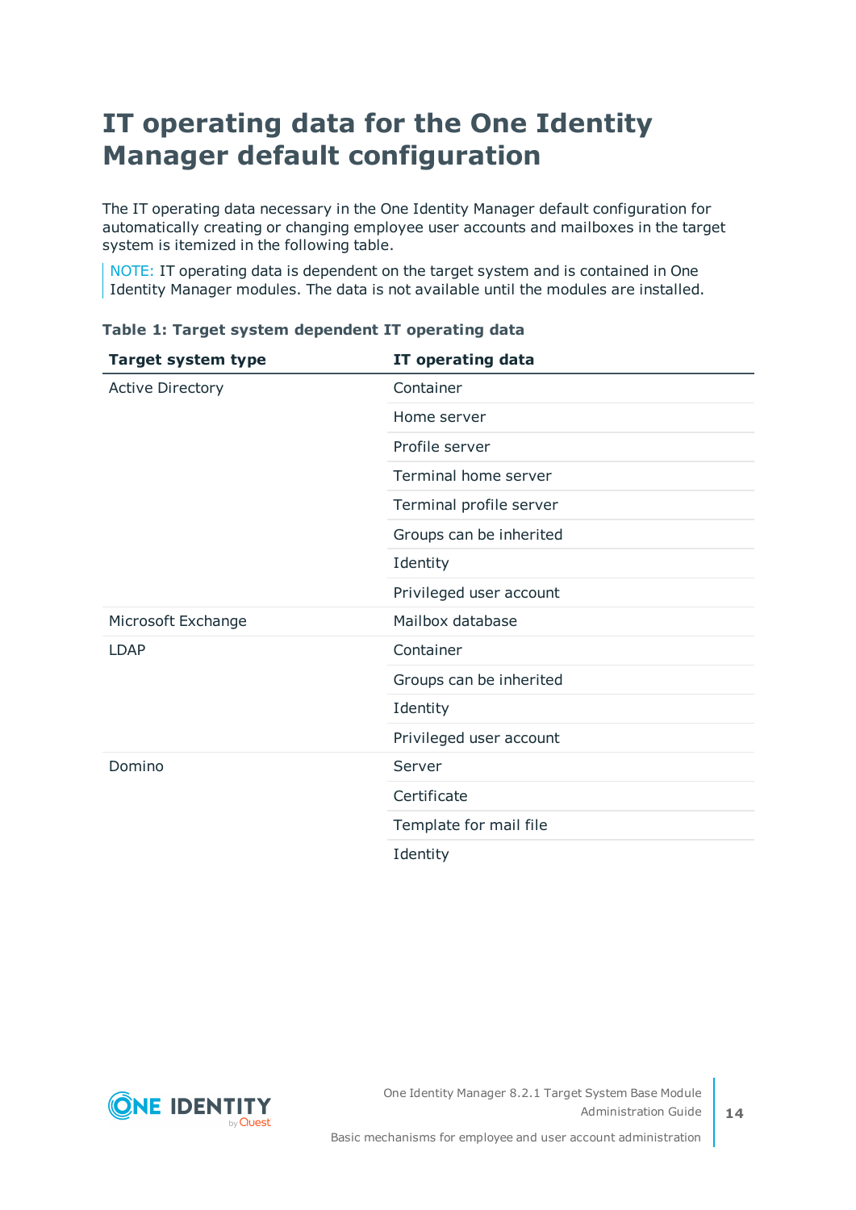# IT operating data for the One Identity Manager default configuration

The IT operating data necessary in the One Identity Manager default configuration for automatically creating or changing employee user accounts and mailboxes in the target system is itemized in the following table.

NOTE: IT operating data is dependent on the target system and is contained in One Identity Manager modules. The data is not available until the modules are installed.

**Table 1: Target system dependent IT operating data**

| Target system type | IT operating data |
|---|---|
| Active Directory | Container |
| | Home server |
| | Profile server |
| | Terminal home server |
| | Terminal profile server |
| | Groups can be inherited |
| | Identity |
| | Privileged user account |
| Microsoft Exchange | Mailbox database |
| LDAP | Container |
| | Groups can be inherited |
| | Identity |
| | Privileged user account |
| Domino | Server |
| | Certificate |
| | Template for mail file |
| | Identity |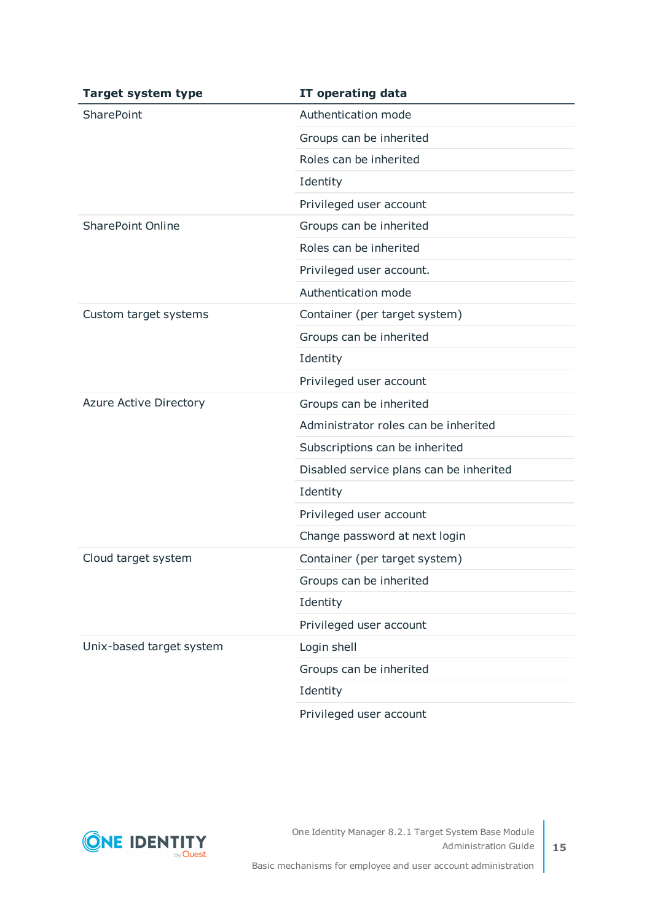| Target system type | IT operating data |
|---|---|
| SharePoint | Authentication mode |
| | Groups can be inherited |
| | Roles can be inherited |
| | Identity |
| | Privileged user account |
| SharePoint Online | Groups can be inherited |
| | Roles can be inherited |
| | Privileged user account. |
| | Authentication mode |
| Custom target systems | Container (per target system) |
| | Groups can be inherited |
| | Identity |
| | Privileged user account |
| Azure Active Directory | Groups can be inherited |
| | Administrator roles can be inherited |
| | Subscriptions can be inherited |
| | Disabled service plans can be inherited |
| | Identity |
| | Privileged user account |
| | Change password at next login |
| Cloud target system | Container (per target system) |
| | Groups can be inherited |
| | Identity |
| | Privileged user account |
| Unix-based target system | Login shell |
| | Groups can be inherited |
| | Identity |
| | Privileged user account |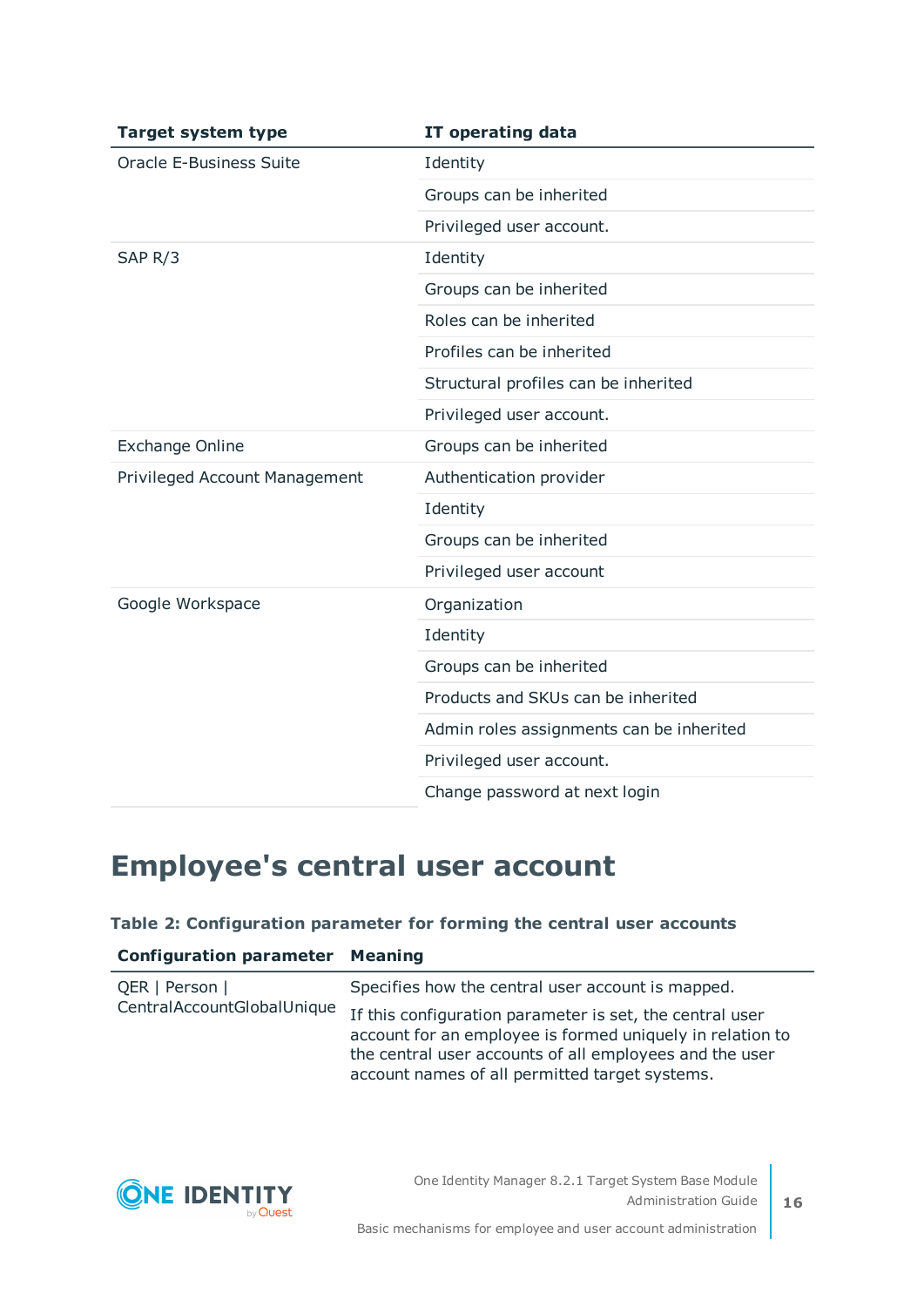| Target system type | IT operating data |
| --- | --- |
| Oracle E-Business Suite | Identity |
| | Groups can be inherited |
| | Privileged user account. |
| SAP R/3 | Identity |
| | Groups can be inherited |
| | Roles can be inherited |
| | Profiles can be inherited |
| | Structural profiles can be inherited |
| | Privileged user account. |
| Exchange Online | Groups can be inherited |
| Privileged Account Management | Authentication provider |
| | Identity |
| | Groups can be inherited |
| | Privileged user account |
| Google Workspace | Organization |
| | Identity |
| | Groups can be inherited |
| | Products and SKUs can be inherited |
| | Admin roles assignments can be inherited |
| | Privileged user account. |
| | Change password at next login |

# Employee's central user account

**Table 2: Configuration parameter for forming the central user accounts**

| Configuration parameter | Meaning |
| --- | --- |
| QER \| Person \| CentralAccountGlobalUnique | Specifies how the central user account is mapped. If this configuration parameter is set, the central user account for an employee is formed uniquely in relation to the central user accounts of all employees and the user account names of all permitted target systems. |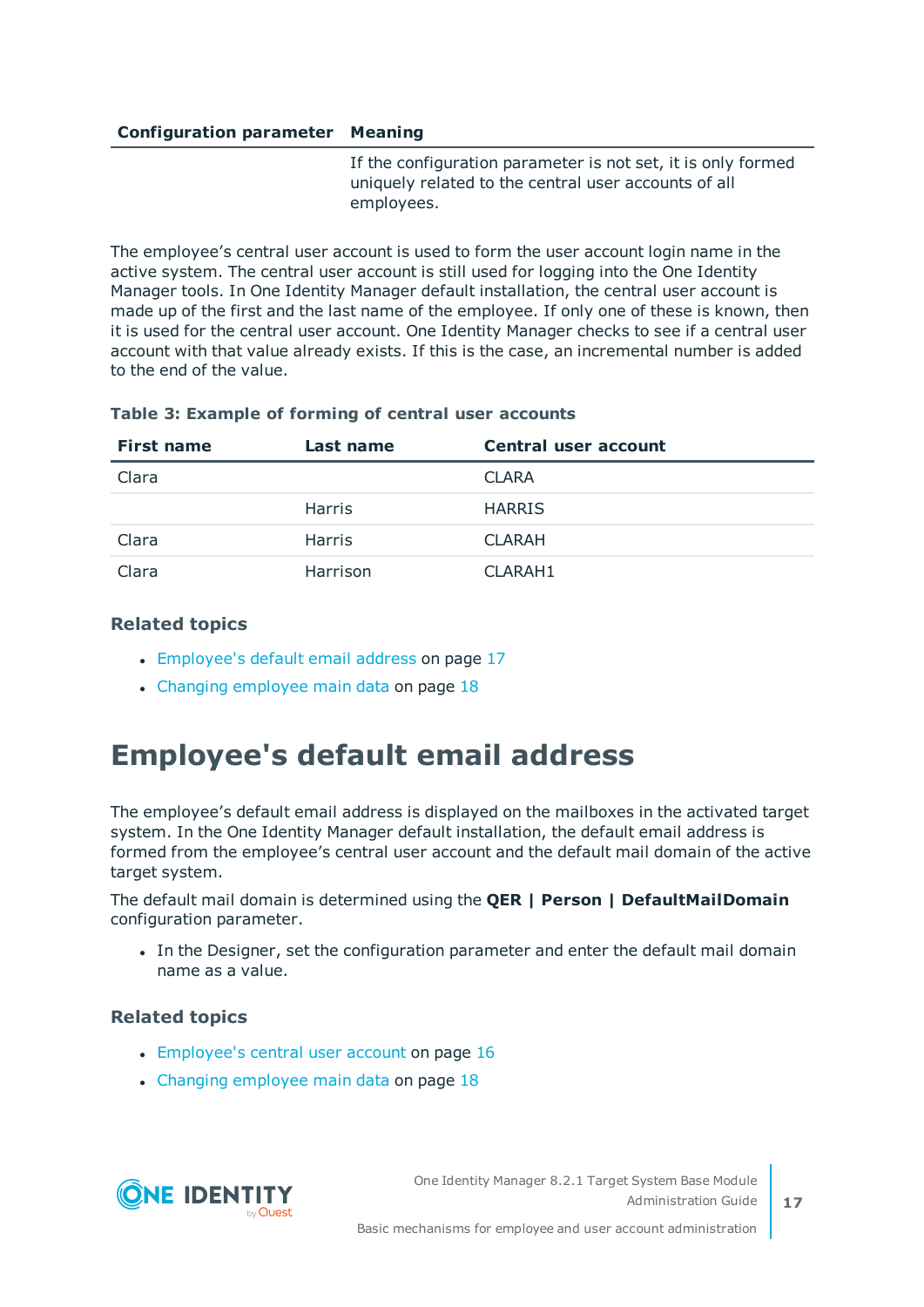| Configuration parameter | Meaning |
|---|---|
| | If the configuration parameter is not set, it is only formed uniquely related to the central user accounts of all employees. |

The employee’s central user account is used to form the user account login name in the active system. The central user account is still used for logging into the One Identity Manager tools. In One Identity Manager default installation, the central user account is made up of the first and the last name of the employee. If only one of these is known, then it is used for the central user account. One Identity Manager checks to see if a central user account with that value already exists. If this is the case, an incremental number is added to the end of the value.

**Table 3: Example of forming of central user accounts**

| First name | Last name | Central user account |
|---|---|---|
| Clara | | CLARA |
| | Harris | HARRIS |
| Clara | Harris | CLARAH |
| Clara | Harrison | CLARAH1 |

### Related topics

- Employee's default email address on page 17
- Changing employee main data on page 18

# Employee's default email address

The employee’s default email address is displayed on the mailboxes in the activated target system. In the One Identity Manager default installation, the default email address is formed from the employee’s central user account and the default mail domain of the active target system.

The default mail domain is determined using the **QER | Person | DefaultMailDomain** configuration parameter.

- In the Designer, set the configuration parameter and enter the default mail domain name as a value.

### Related topics

- Employee's central user account on page 16
- Changing employee main data on page 18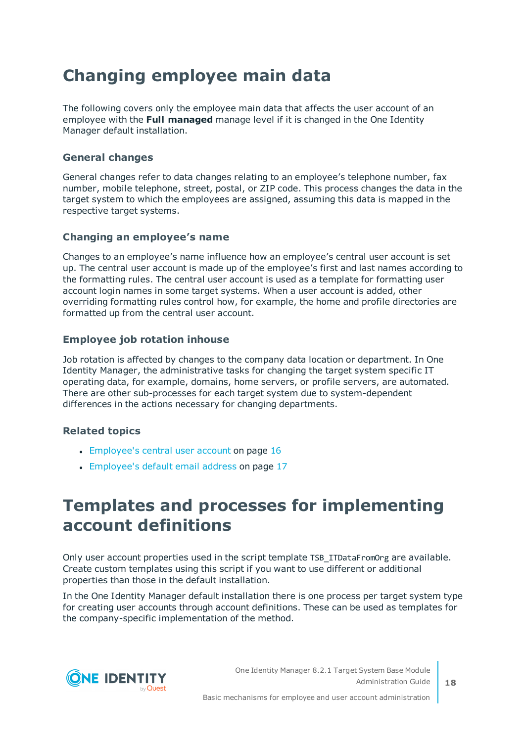# Changing employee main data

The following covers only the employee main data that affects the user account of an employee with the **Full managed** manage level if it is changed in the One Identity Manager default installation.

### General changes

General changes refer to data changes relating to an employee's telephone number, fax number, mobile telephone, street, postal, or ZIP code. This process changes the data in the target system to which the employees are assigned, assuming this data is mapped in the respective target systems.

### Changing an employee's name

Changes to an employee's name influence how an employee's central user account is set up. The central user account is made up of the employee's first and last names according to the formatting rules. The central user account is used as a template for formatting user account login names in some target systems. When a user account is added, other overriding formatting rules control how, for example, the home and profile directories are formatted up from the central user account.

### Employee job rotation inhouse

Job rotation is affected by changes to the company data location or department. In One Identity Manager, the administrative tasks for changing the target system specific IT operating data, for example, domains, home servers, or profile servers, are automated. There are other sub-processes for each target system due to system-dependent differences in the actions necessary for changing departments.

### Related topics

- Employee's central user account on page 16
- Employee's default email address on page 17

# Templates and processes for implementing account definitions

Only user account properties used in the script template `TSB_ITDataFromOrg` are available. Create custom templates using this script if you want to use different or additional properties than those in the default installation.

In the One Identity Manager default installation there is one process per target system type for creating user accounts through account definitions. These can be used as templates for the company-specific implementation of the method.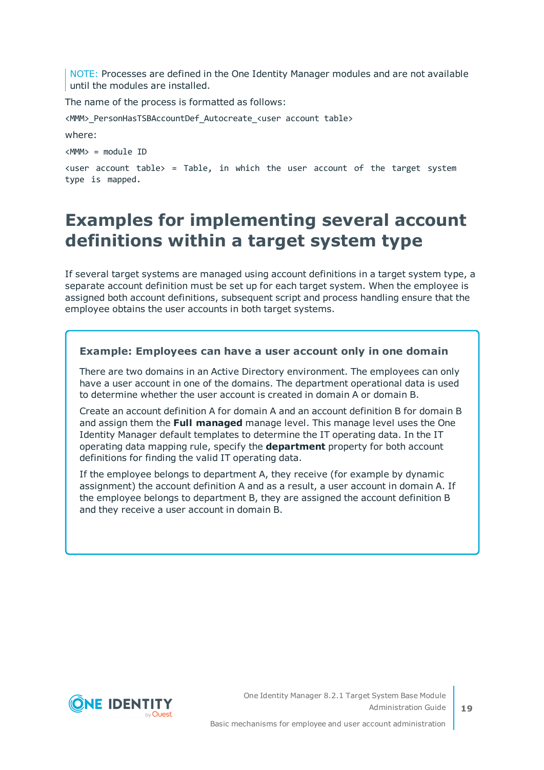NOTE: Processes are defined in the One Identity Manager modules and are not available until the modules are installed.

The name of the process is formatted as follows:

```
<MMM>_PersonHasTSBAccountDef_Autocreate_<user account table>
```

where:

```
<MMM> = module ID
```

```
<user account table> = Table, in which the user account of the target system type is mapped.
```

# Examples for implementing several account definitions within a target system type

If several target systems are managed using account definitions in a target system type, a separate account definition must be set up for each target system. When the employee is assigned both account definitions, subsequent script and process handling ensure that the employee obtains the user accounts in both target systems.

### Example: Employees can have a user account only in one domain

There are two domains in an Active Directory environment. The employees can only have a user account in one of the domains. The department operational data is used to determine whether the user account is created in domain A or domain B.

Create an account definition A for domain A and an account definition B for domain B and assign them the **Full managed** manage level. This manage level uses the One Identity Manager default templates to determine the IT operating data. In the IT operating data mapping rule, specify the **department** property for both account definitions for finding the valid IT operating data.

If the employee belongs to department A, they receive (for example by dynamic assignment) the account definition A and as a result, a user account in domain A. If the employee belongs to department B, they are assigned the account definition B and they receive a user account in domain B.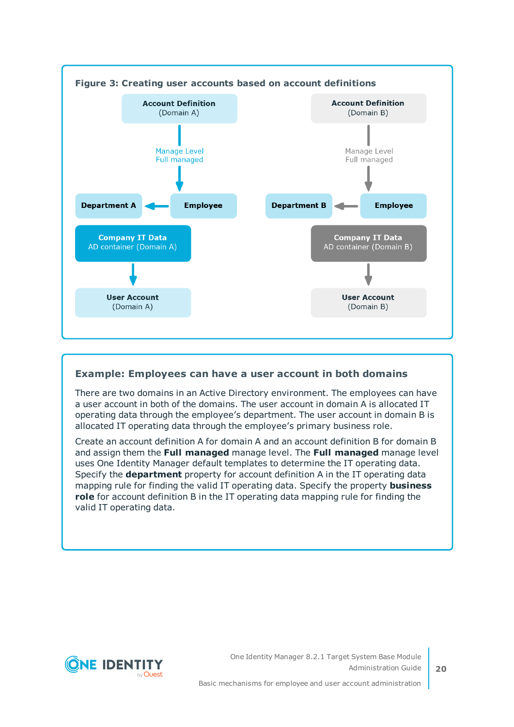**Figure 3: Creating user accounts based on account definitions**

Account Definition (Domain A)

Manage Level Full managed

Employee → Department A

Company IT Data AD container (Domain A)

User Account (Domain A)

Account Definition (Domain B)

Manage Level Full managed

Employee → Department B

Company IT Data AD container (Domain B)

User Account (Domain B)

### Example: Employees can have a user account in both domains

There are two domains in an Active Directory environment. The employees can have a user account in both of the domains. The user account in domain A is allocated IT operating data through the employee's department. The user account in domain B is allocated IT operating data through the employee's primary business role.

Create an account definition A for domain A and an account definition B for domain B and assign them the **Full managed** manage level. The **Full managed** manage level uses One Identity Manager default templates to determine the IT operating data. Specify the **department** property for account definition A in the IT operating data mapping rule for finding the valid IT operating data. Specify the property **business role** for account definition B in the IT operating data mapping rule for finding the valid IT operating data.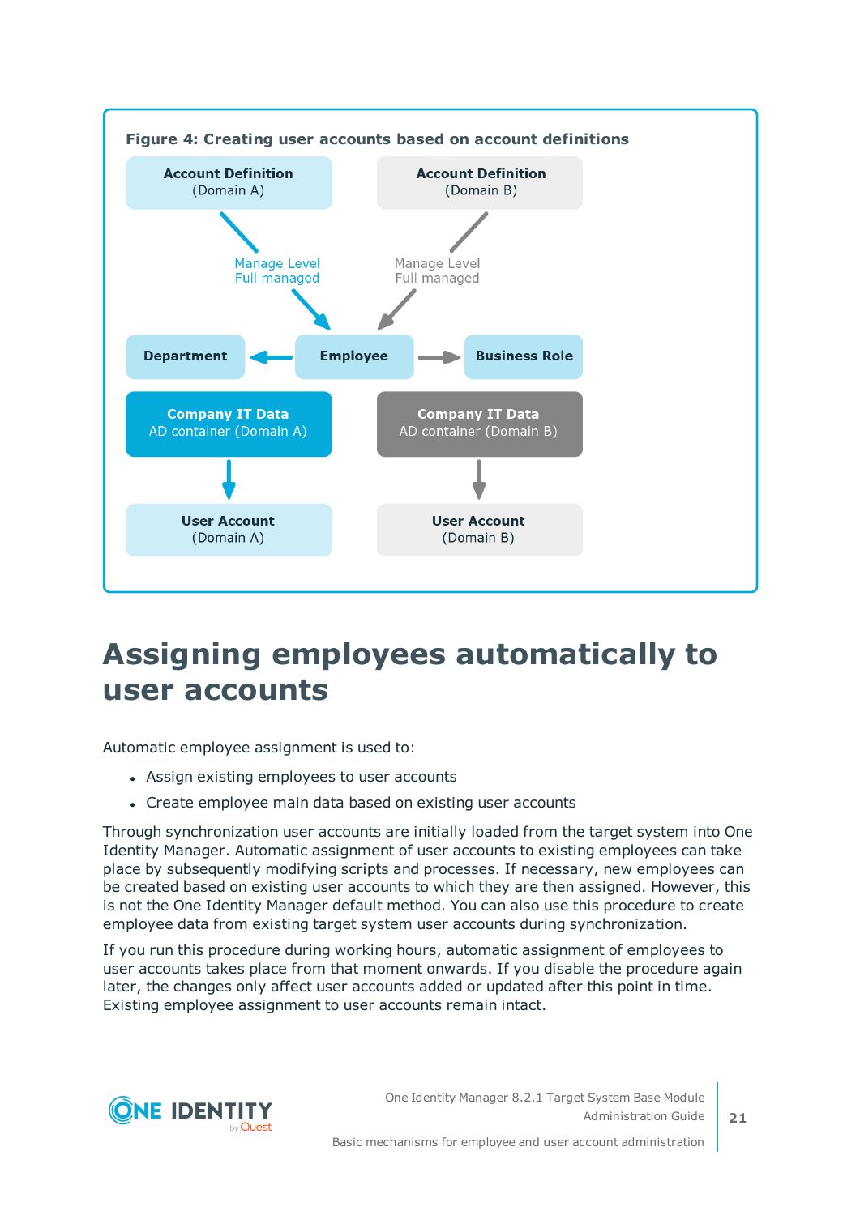**Figure 4: Creating user accounts based on account definitions**

# Assigning employees automatically to user accounts

Automatic employee assignment is used to:

- Assign existing employees to user accounts
- Create employee main data based on existing user accounts

Through synchronization user accounts are initially loaded from the target system into One Identity Manager. Automatic assignment of user accounts to existing employees can take place by subsequently modifying scripts and processes. If necessary, new employees can be created based on existing user accounts to which they are then assigned. However, this is not the One Identity Manager default method. You can also use this procedure to create employee data from existing target system user accounts during synchronization.

If you run this procedure during working hours, automatic assignment of employees to user accounts takes place from that moment onwards. If you disable the procedure again later, the changes only affect user accounts added or updated after this point in time. Existing employee assignment to user accounts remain intact.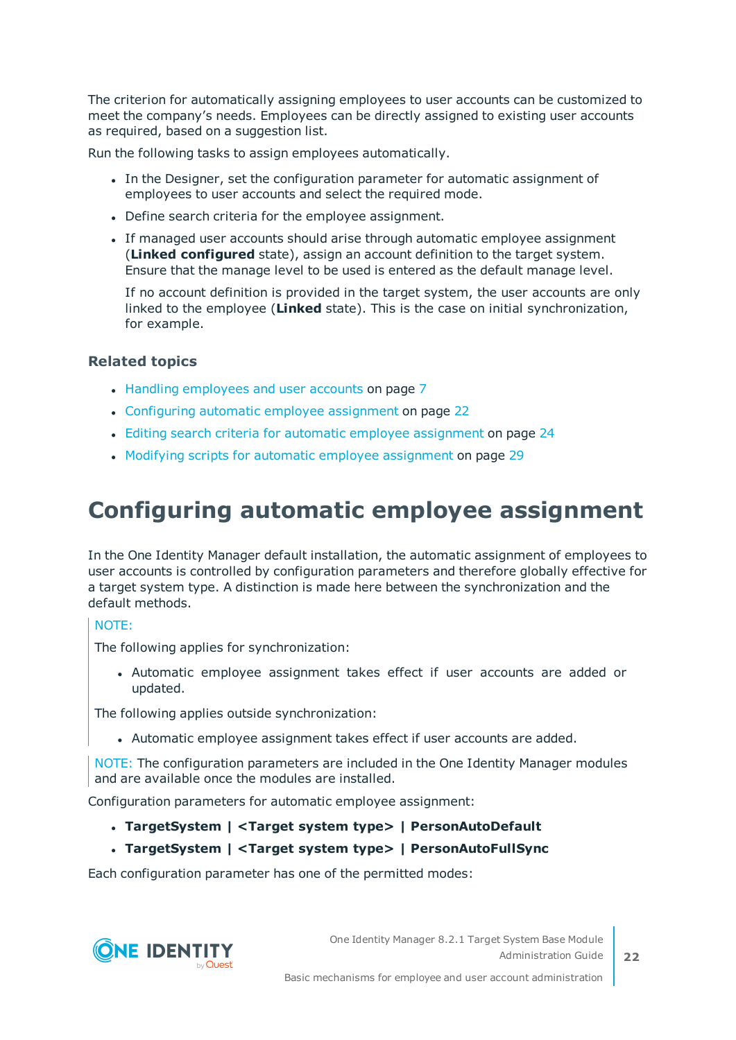The criterion for automatically assigning employees to user accounts can be customized to meet the company's needs. Employees can be directly assigned to existing user accounts as required, based on a suggestion list.

Run the following tasks to assign employees automatically.

- In the Designer, set the configuration parameter for automatic assignment of employees to user accounts and select the required mode.
- Define search criteria for the employee assignment.
- If managed user accounts should arise through automatic employee assignment (**Linked configured** state), assign an account definition to the target system. Ensure that the manage level to be used is entered as the default manage level.

  If no account definition is provided in the target system, the user accounts are only linked to the employee (**Linked** state). This is the case on initial synchronization, for example.

### Related topics

- Handling employees and user accounts on page 7
- Configuring automatic employee assignment on page 22
- Editing search criteria for automatic employee assignment on page 24
- Modifying scripts for automatic employee assignment on page 29

# Configuring automatic employee assignment

In the One Identity Manager default installation, the automatic assignment of employees to user accounts is controlled by configuration parameters and therefore globally effective for a target system type. A distinction is made here between the synchronization and the default methods.

NOTE:

The following applies for synchronization:

- Automatic employee assignment takes effect if user accounts are added or updated.

The following applies outside synchronization:

- Automatic employee assignment takes effect if user accounts are added.

NOTE: The configuration parameters are included in the One Identity Manager modules and are available once the modules are installed.

Configuration parameters for automatic employee assignment:

- **TargetSystem | <Target system type> | PersonAutoDefault**
- **TargetSystem | <Target system type> | PersonAutoFullSync**

Each configuration parameter has one of the permitted modes: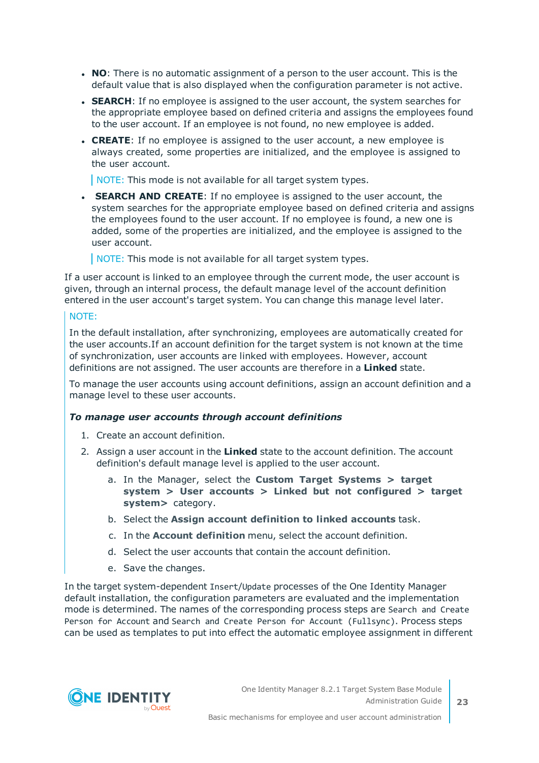- **NO**: There is no automatic assignment of a person to the user account. This is the default value that is also displayed when the configuration parameter is not active.
- **SEARCH**: If no employee is assigned to the user account, the system searches for the appropriate employee based on defined criteria and assigns the employees found to the user account. If an employee is not found, no new employee is added.
- **CREATE**: If no employee is assigned to the user account, a new employee is always created, some properties are initialized, and the employee is assigned to the user account.

  NOTE: This mode is not available for all target system types.
- **SEARCH AND CREATE**: If no employee is assigned to the user account, the system searches for the appropriate employee based on defined criteria and assigns the employees found to the user account. If no employee is found, a new one is added, some of the properties are initialized, and the employee is assigned to the user account.

  NOTE: This mode is not available for all target system types.

If a user account is linked to an employee through the current mode, the user account is given, through an internal process, the default manage level of the account definition entered in the user account's target system. You can change this manage level later.

NOTE:

In the default installation, after synchronizing, employees are automatically created for the user accounts.If an account definition for the target system is not known at the time of synchronization, user accounts are linked with employees. However, account definitions are not assigned. The user accounts are therefore in a **Linked** state.

To manage the user accounts using account definitions, assign an account definition and a manage level to these user accounts.

***To manage user accounts through account definitions***

1. Create an account definition.
2. Assign a user account in the **Linked** state to the account definition. The account definition's default manage level is applied to the user account.
   a. In the Manager, select the **Custom Target Systems > target system > User accounts > Linked but not configured > target system>** category.
   b. Select the **Assign account definition to linked accounts** task.
   c. In the **Account definition** menu, select the account definition.
   d. Select the user accounts that contain the account definition.
   e. Save the changes.

In the target system-dependent `Insert`/`Update` processes of the One Identity Manager default installation, the configuration parameters are evaluated and the implementation mode is determined. The names of the corresponding process steps are `Search and Create Person for Account` and `Search and Create Person for Account (Fullsync)`. Process steps can be used as templates to put into effect the automatic employee assignment in different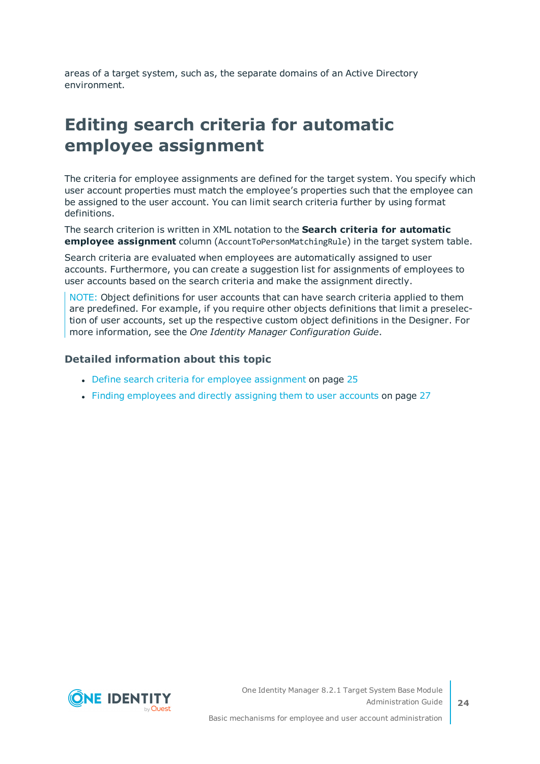areas of a target system, such as, the separate domains of an Active Directory environment.

# Editing search criteria for automatic employee assignment

The criteria for employee assignments are defined for the target system. You specify which user account properties must match the employee's properties such that the employee can be assigned to the user account. You can limit search criteria further by using format definitions.

The search criterion is written in XML notation to the **Search criteria for automatic employee assignment** column (`AccountToPersonMatchingRule`) in the target system table.

Search criteria are evaluated when employees are automatically assigned to user accounts. Furthermore, you can create a suggestion list for assignments of employees to user accounts based on the search criteria and make the assignment directly.

> NOTE: Object definitions for user accounts that can have search criteria applied to them are predefined. For example, if you require other objects definitions that limit a preselection of user accounts, set up the respective custom object definitions in the Designer. For more information, see the *One Identity Manager Configuration Guide*.

### Detailed information about this topic

- Define search criteria for employee assignment on page 25
- Finding employees and directly assigning them to user accounts on page 27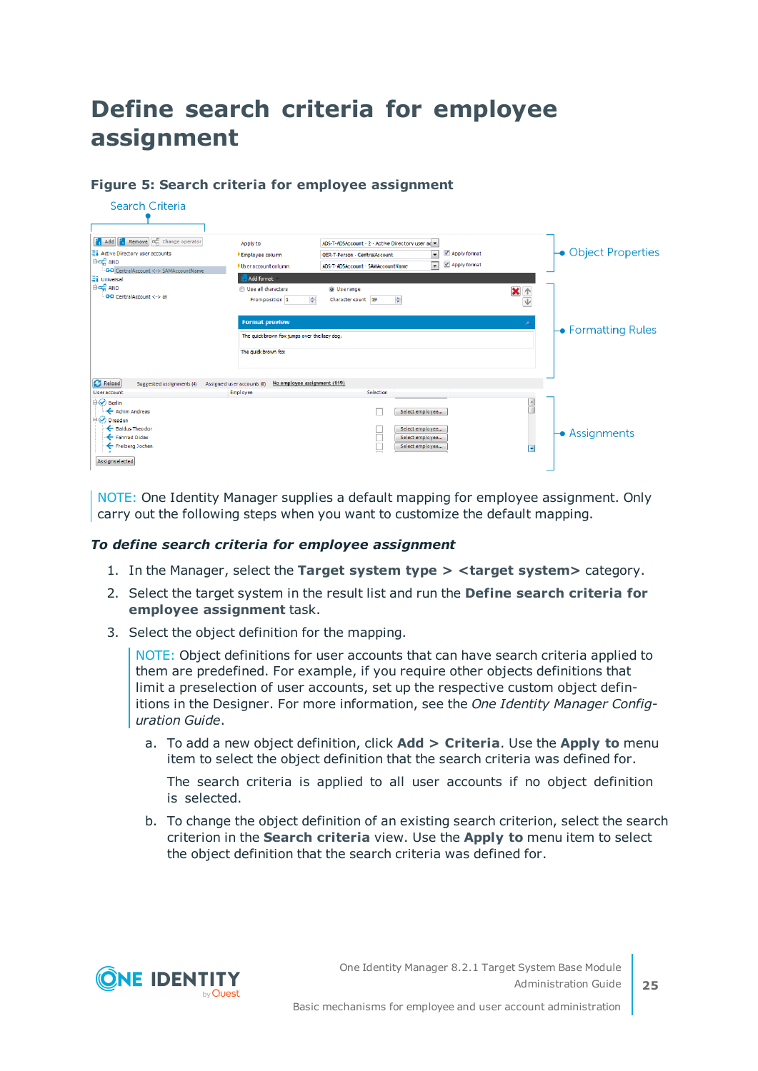# Define search criteria for employee assignment

**Figure 5: Search criteria for employee assignment**

NOTE: One Identity Manager supplies a default mapping for employee assignment. Only carry out the following steps when you want to customize the default mapping.

***To define search criteria for employee assignment***

1. In the Manager, select the **Target system type > <target system>** category.
2. Select the target system in the result list and run the **Define search criteria for employee assignment** task.
3. Select the object definition for the mapping.

   NOTE: Object definitions for user accounts that can have search criteria applied to them are predefined. For example, if you require other objects definitions that limit a preselection of user accounts, set up the respective custom object definitions in the Designer. For more information, see the *One Identity Manager Configuration Guide*.

   a. To add a new object definition, click **Add > Criteria**. Use the **Apply to** menu item to select the object definition that the search criteria was defined for.

      The search criteria is applied to all user accounts if no object definition is selected.

   b. To change the object definition of an existing search criterion, select the search criterion in the **Search criteria** view. Use the **Apply to** menu item to select the object definition that the search criteria was defined for.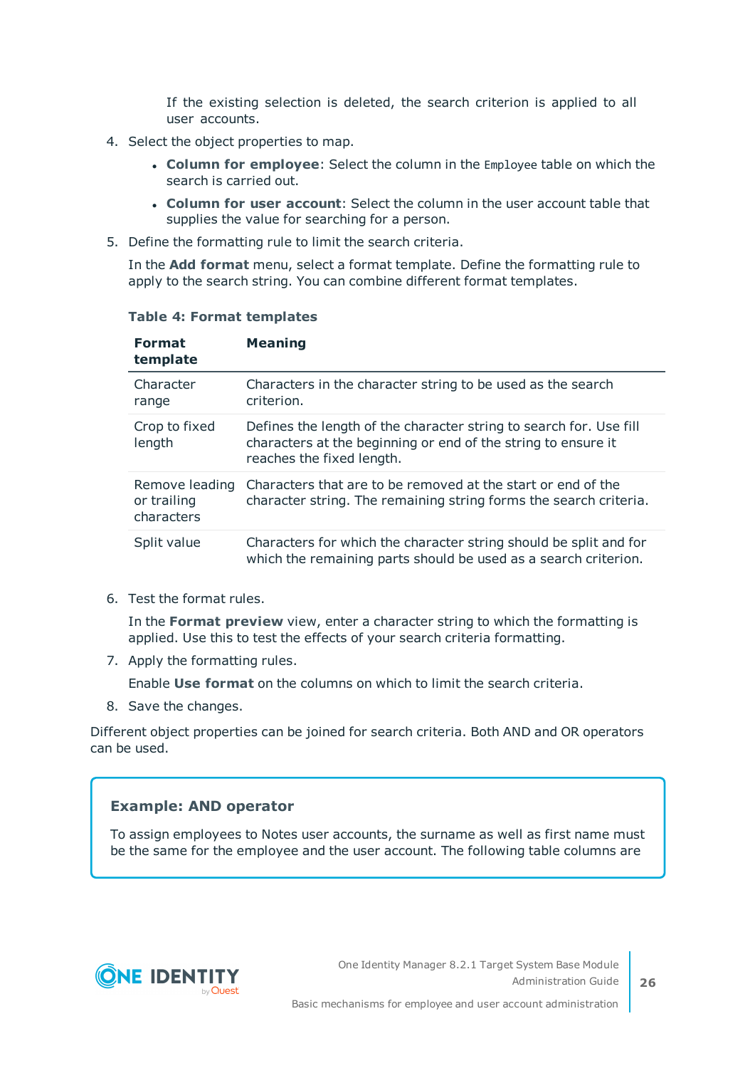If the existing selection is deleted, the search criterion is applied to all user accounts.

4. Select the object properties to map.
   - **Column for employee**: Select the column in the `Employee` table on which the search is carried out.
   - **Column for user account**: Select the column in the user account table that supplies the value for searching for a person.
5. Define the formatting rule to limit the search criteria.

   In the **Add format** menu, select a format template. Define the formatting rule to apply to the search string. You can combine different format templates.

   **Table 4: Format templates**

   | Format template | Meaning |
   | --- | --- |
   | Character range | Characters in the character string to be used as the search criterion. |
   | Crop to fixed length | Defines the length of the character string to search for. Use fill characters at the beginning or end of the string to ensure it reaches the fixed length. |
   | Remove leading or trailing characters | Characters that are to be removed at the start or end of the character string. The remaining string forms the search criteria. |
   | Split value | Characters for which the character string should be split and for which the remaining parts should be used as a search criterion. |

6. Test the format rules.

   In the **Format preview** view, enter a character string to which the formatting is applied. Use this to test the effects of your search criteria formatting.
7. Apply the formatting rules.

   Enable **Use format** on the columns on which to limit the search criteria.
8. Save the changes.

Different object properties can be joined for search criteria. Both AND and OR operators can be used.

### Example: AND operator

To assign employees to Notes user accounts, the surname as well as first name must be the same for the employee and the user account. The following table columns are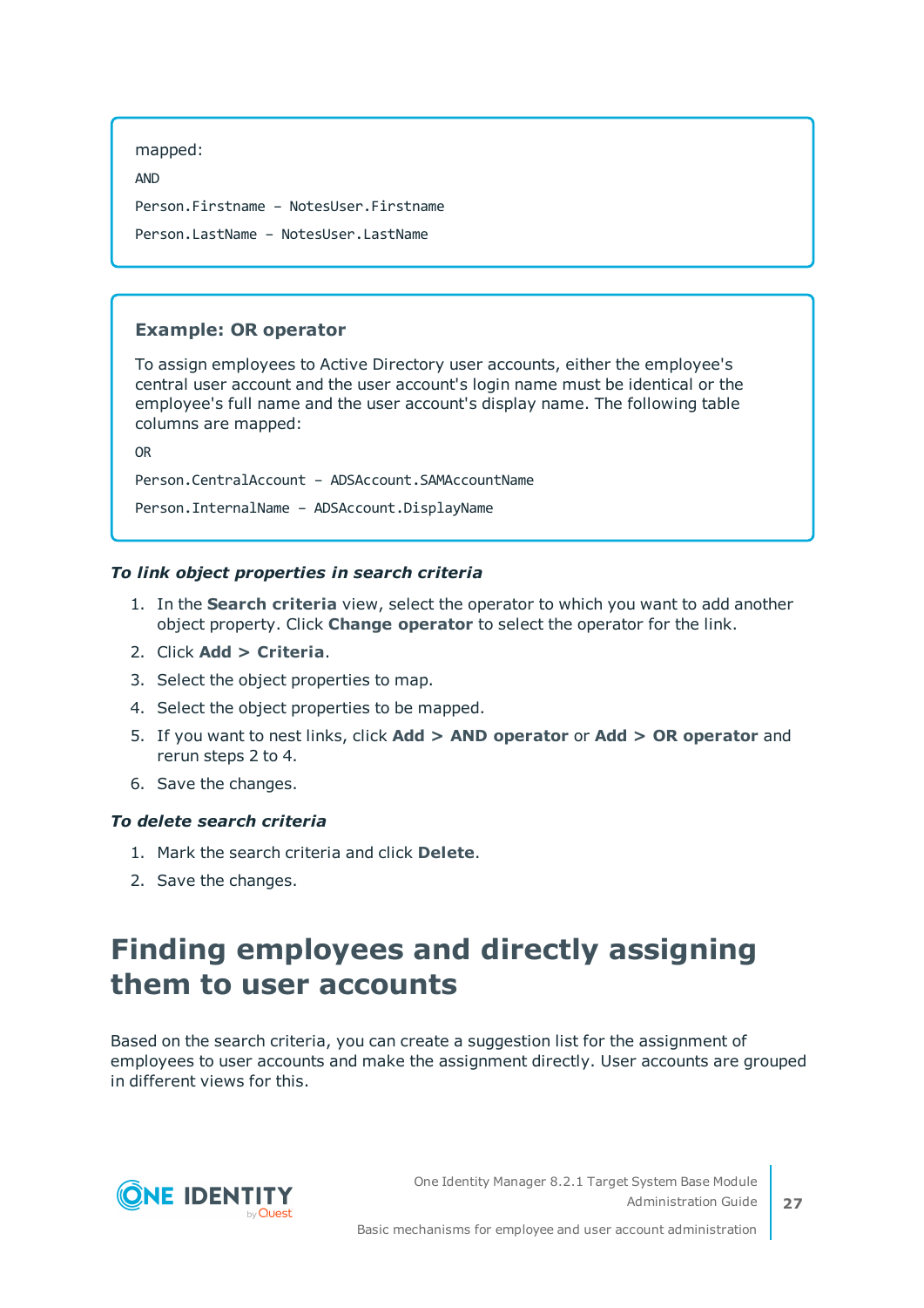mapped:

```
AND
Person.Firstname - NotesUser.Firstname
Person.LastName - NotesUser.LastName
```

**Example: OR operator**

To assign employees to Active Directory user accounts, either the employee's central user account and the user account's login name must be identical or the employee's full name and the user account's display name. The following table columns are mapped:

```
OR
Person.CentralAccount - ADSAccount.SAMAccountName
Person.InternalName - ADSAccount.DisplayName
```

***To link object properties in search criteria***

1. In the **Search criteria** view, select the operator to which you want to add another object property. Click **Change operator** to select the operator for the link.
2. Click **Add > Criteria**.
3. Select the object properties to map.
4. Select the object properties to be mapped.
5. If you want to nest links, click **Add > AND operator** or **Add > OR operator** and rerun steps 2 to 4.
6. Save the changes.

***To delete search criteria***

1. Mark the search criteria and click **Delete**.
2. Save the changes.

# Finding employees and directly assigning them to user accounts

Based on the search criteria, you can create a suggestion list for the assignment of employees to user accounts and make the assignment directly. User accounts are grouped in different views for this.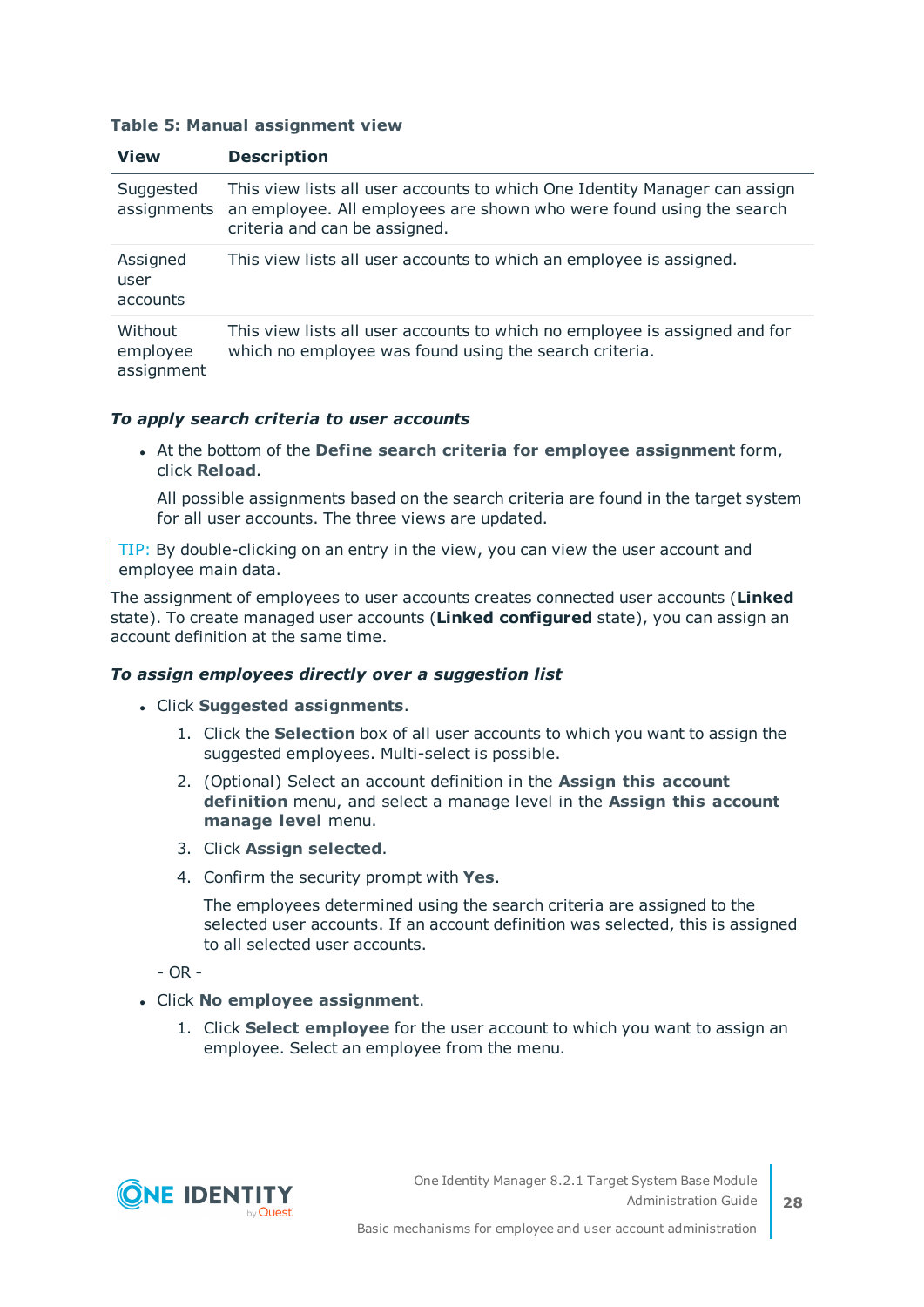**Table 5: Manual assignment view**

| View | Description |
|---|---|
| Suggested assignments | This view lists all user accounts to which One Identity Manager can assign an employee. All employees are shown who were found using the search criteria and can be assigned. |
| Assigned user accounts | This view lists all user accounts to which an employee is assigned. |
| Without employee assignment | This view lists all user accounts to which no employee is assigned and for which no employee was found using the search criteria. |

***To apply search criteria to user accounts***

- At the bottom of the **Define search criteria for employee assignment** form, click **Reload**.

  All possible assignments based on the search criteria are found in the target system for all user accounts. The three views are updated.

TIP: By double-clicking on an entry in the view, you can view the user account and employee main data.

The assignment of employees to user accounts creates connected user accounts (**Linked** state). To create managed user accounts (**Linked configured** state), you can assign an account definition at the same time.

***To assign employees directly over a suggestion list***

- Click **Suggested assignments**.
  1. Click the **Selection** box of all user accounts to which you want to assign the suggested employees. Multi-select is possible.
  2. (Optional) Select an account definition in the **Assign this account definition** menu, and select a manage level in the **Assign this account manage level** menu.
  3. Click **Assign selected**.
  4. Confirm the security prompt with **Yes**.

     The employees determined using the search criteria are assigned to the selected user accounts. If an account definition was selected, this is assigned to all selected user accounts.

  \- OR -

- Click **No employee assignment**.
  1. Click **Select employee** for the user account to which you want to assign an employee. Select an employee from the menu.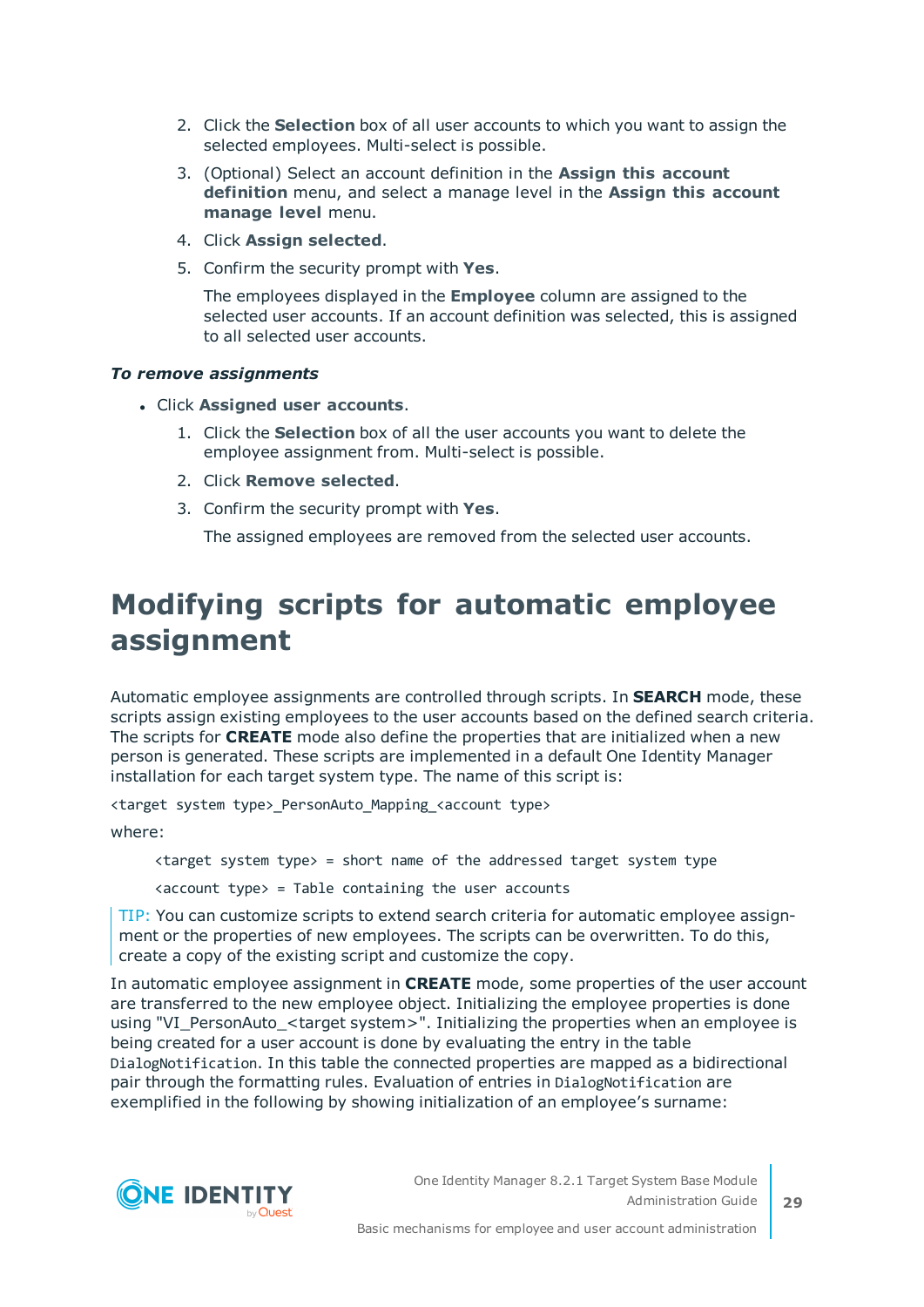2. Click the **Selection** box of all user accounts to which you want to assign the selected employees. Multi-select is possible.
3. (Optional) Select an account definition in the **Assign this account definition** menu, and select a manage level in the **Assign this account manage level** menu.
4. Click **Assign selected**.
5. Confirm the security prompt with **Yes**.

   The employees displayed in the **Employee** column are assigned to the selected user accounts. If an account definition was selected, this is assigned to all selected user accounts.

***To remove assignments***

- Click **Assigned user accounts**.
  1. Click the **Selection** box of all the user accounts you want to delete the employee assignment from. Multi-select is possible.
  2. Click **Remove selected**.
  3. Confirm the security prompt with **Yes**.

     The assigned employees are removed from the selected user accounts.

# Modifying scripts for automatic employee assignment

Automatic employee assignments are controlled through scripts. In **SEARCH** mode, these scripts assign existing employees to the user accounts based on the defined search criteria. The scripts for **CREATE** mode also define the properties that are initialized when a new person is generated. These scripts are implemented in a default One Identity Manager installation for each target system type. The name of this script is:

`<target system type>_PersonAuto_Mapping_<account type>`

where:

`<target system type> = short name of the addressed target system type`

`<account type> = Table containing the user accounts`

TIP: You can customize scripts to extend search criteria for automatic employee assignment or the properties of new employees. The scripts can be overwritten. To do this, create a copy of the existing script and customize the copy.

In automatic employee assignment in **CREATE** mode, some properties of the user account are transferred to the new employee object. Initializing the employee properties is done using "VI_PersonAuto_<target system>". Initializing the properties when an employee is being created for a user account is done by evaluating the entry in the table `DialogNotification`. In this table the connected properties are mapped as a bidirectional pair through the formatting rules. Evaluation of entries in `DialogNotification` are exemplified in the following by showing initialization of an employee's surname: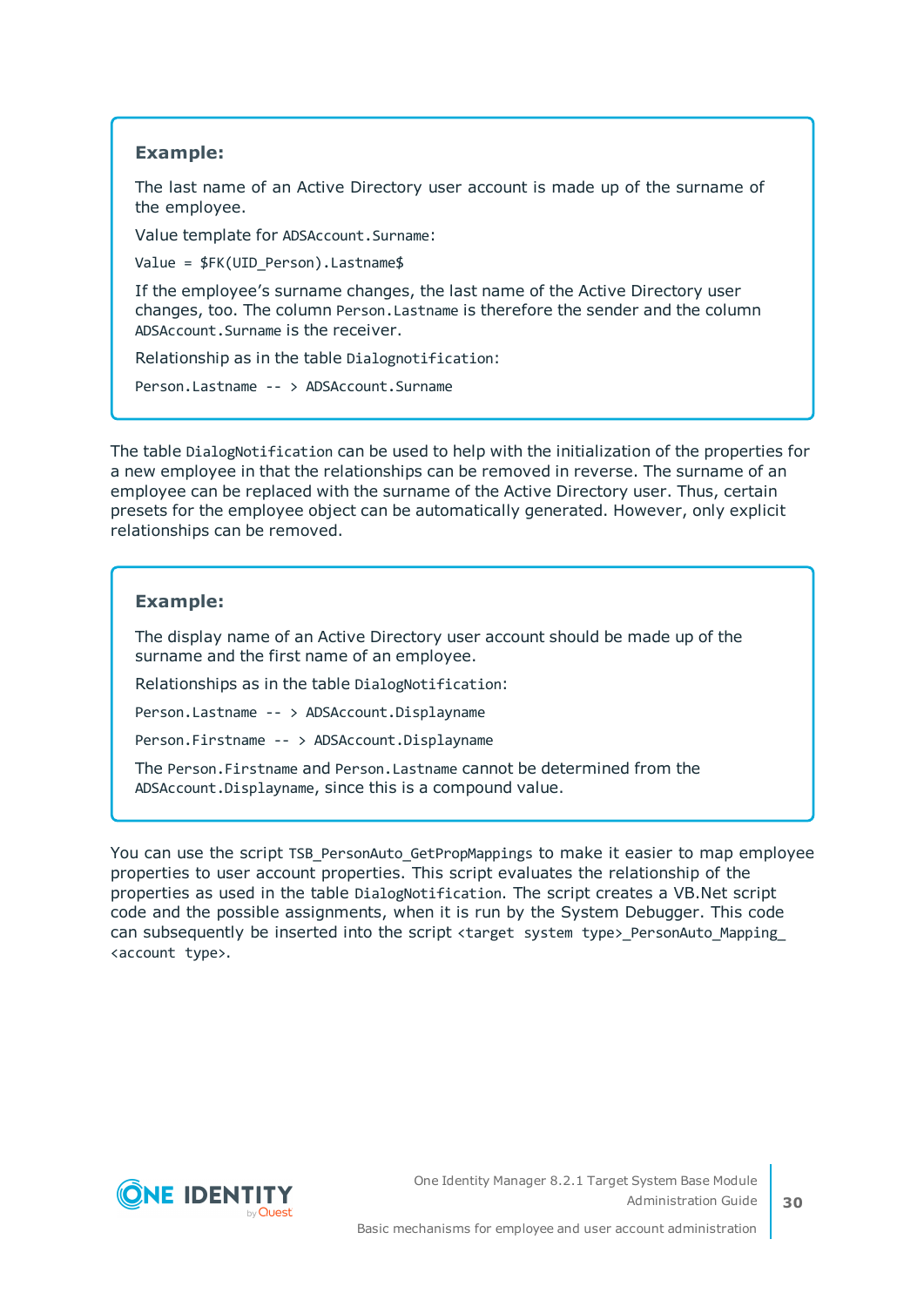> **Example:**
>
> The last name of an Active Directory user account is made up of the surname of the employee.
>
> Value template for `ADSAccount.Surname`:
>
> `Value = $FK(UID_Person).Lastname$`
>
> If the employee's surname changes, the last name of the Active Directory user changes, too. The column `Person.Lastname` is therefore the sender and the column `ADSAccount.Surname` is the receiver.
>
> Relationship as in the table `Dialognotification`:
>
> `Person.Lastname -- > ADSAccount.Surname`

The table `DialogNotification` can be used to help with the initialization of the properties for a new employee in that the relationships can be removed in reverse. The surname of an employee can be replaced with the surname of the Active Directory user. Thus, certain presets for the employee object can be automatically generated. However, only explicit relationships can be removed.

> **Example:**
>
> The display name of an Active Directory user account should be made up of the surname and the first name of an employee.
>
> Relationships as in the table `DialogNotification`:
>
> `Person.Lastname -- > ADSAccount.Displayname`
>
> `Person.Firstname -- > ADSAccount.Displayname`
>
> The `Person.Firstname` and `Person.Lastname` cannot be determined from the `ADSAccount.Displayname`, since this is a compound value.

You can use the script `TSB_PersonAuto_GetPropMappings` to make it easier to map employee properties to user account properties. This script evaluates the relationship of the properties as used in the table `DialogNotification`. The script creates a VB.Net script code and the possible assignments, when it is run by the System Debugger. This code can subsequently be inserted into the script `<target system type>_PersonAuto_Mapping_<account type>`.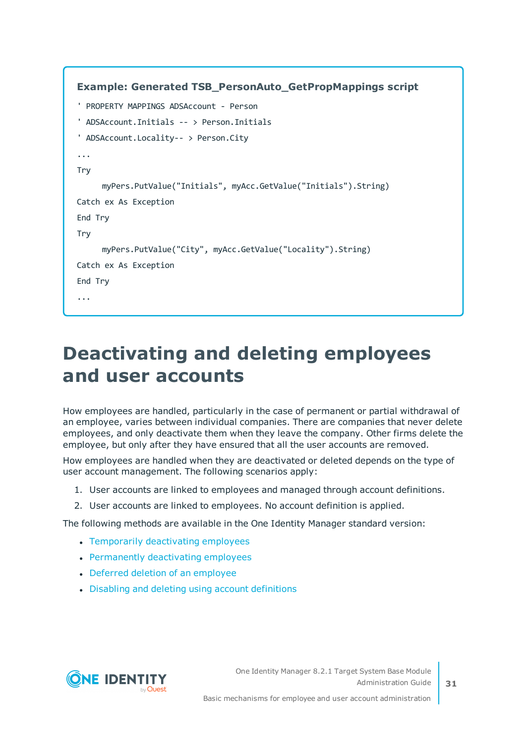**Example: Generated TSB_PersonAuto_GetPropMappings script**

```
' PROPERTY MAPPINGS ADSAccount - Person
' ADSAccount.Initials -- > Person.Initials
' ADSAccount.Locality-- > Person.City
...
Try
     myPers.PutValue("Initials", myAcc.GetValue("Initials").String)
Catch ex As Exception
End Try
Try
     myPers.PutValue("City", myAcc.GetValue("Locality").String)
Catch ex As Exception
End Try
...
```

# Deactivating and deleting employees and user accounts

How employees are handled, particularly in the case of permanent or partial withdrawal of an employee, varies between individual companies. There are companies that never delete employees, and only deactivate them when they leave the company. Other firms delete the employee, but only after they have ensured that all the user accounts are removed.

How employees are handled when they are deactivated or deleted depends on the type of user account management. The following scenarios apply:

1. User accounts are linked to employees and managed through account definitions.
2. User accounts are linked to employees. No account definition is applied.

The following methods are available in the One Identity Manager standard version:

- Temporarily deactivating employees
- Permanently deactivating employees
- Deferred deletion of an employee
- Disabling and deleting using account definitions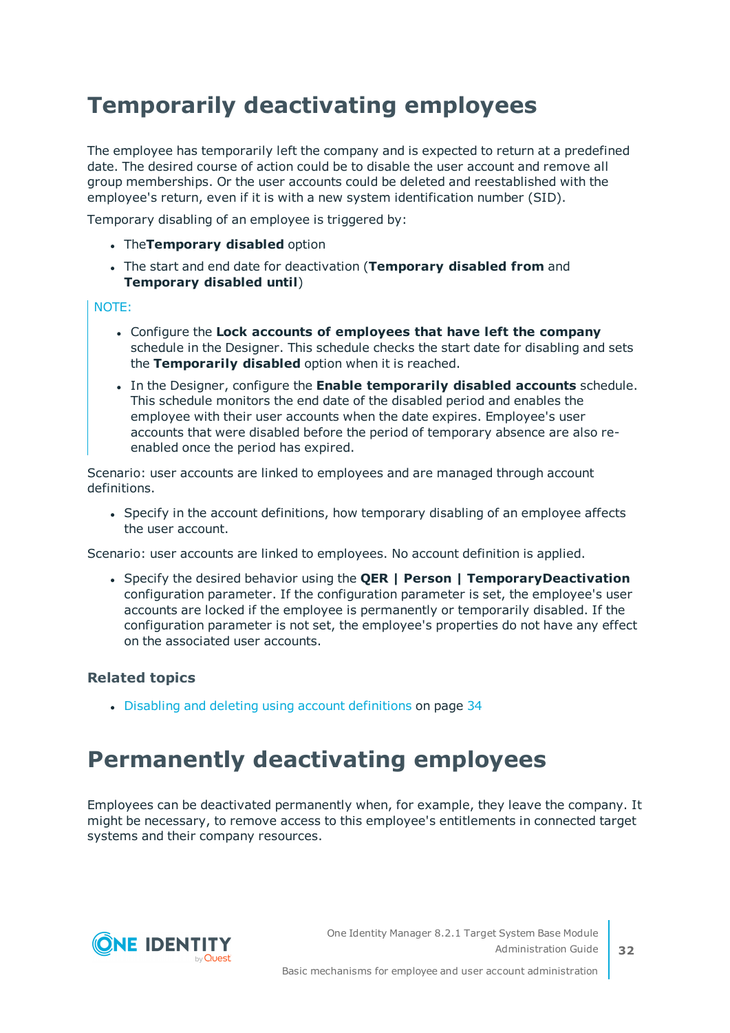# Temporarily deactivating employees

The employee has temporarily left the company and is expected to return at a predefined date. The desired course of action could be to disable the user account and remove all group memberships. Or the user accounts could be deleted and reestablished with the employee's return, even if it is with a new system identification number (SID).

Temporary disabling of an employee is triggered by:

- The**Temporary disabled** option
- The start and end date for deactivation (**Temporary disabled from** and **Temporary disabled until**)

NOTE:

- Configure the **Lock accounts of employees that have left the company** schedule in the Designer. This schedule checks the start date for disabling and sets the **Temporarily disabled** option when it is reached.
- In the Designer, configure the **Enable temporarily disabled accounts** schedule. This schedule monitors the end date of the disabled period and enables the employee with their user accounts when the date expires. Employee's user accounts that were disabled before the period of temporary absence are also re-enabled once the period has expired.

Scenario: user accounts are linked to employees and are managed through account definitions.

- Specify in the account definitions, how temporary disabling of an employee affects the user account.

Scenario: user accounts are linked to employees. No account definition is applied.

- Specify the desired behavior using the **QER | Person | TemporaryDeactivation** configuration parameter. If the configuration parameter is set, the employee's user accounts are locked if the employee is permanently or temporarily disabled. If the configuration parameter is not set, the employee's properties do not have any effect on the associated user accounts.

### Related topics

- Disabling and deleting using account definitions on page 34

# Permanently deactivating employees

Employees can be deactivated permanently when, for example, they leave the company. It might be necessary, to remove access to this employee's entitlements in connected target systems and their company resources.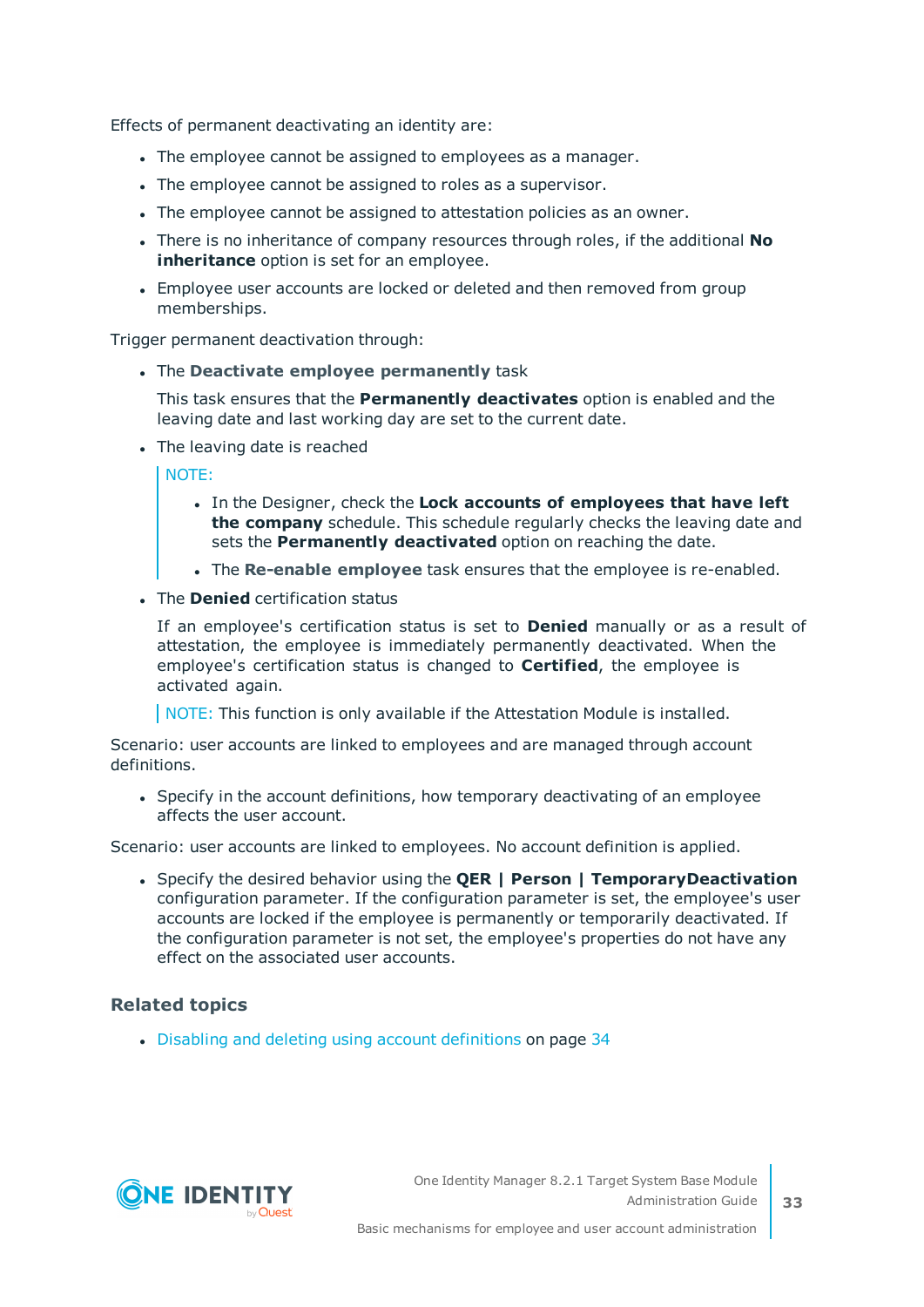Effects of permanent deactivating an identity are:

- The employee cannot be assigned to employees as a manager.
- The employee cannot be assigned to roles as a supervisor.
- The employee cannot be assigned to attestation policies as an owner.
- There is no inheritance of company resources through roles, if the additional **No inheritance** option is set for an employee.
- Employee user accounts are locked or deleted and then removed from group memberships.

Trigger permanent deactivation through:

- The **Deactivate employee permanently** task

  This task ensures that the **Permanently deactivates** option is enabled and the leaving date and last working day are set to the current date.

- The leaving date is reached

  > NOTE:
  >
  > - In the Designer, check the **Lock accounts of employees that have left the company** schedule. This schedule regularly checks the leaving date and sets the **Permanently deactivated** option on reaching the date.
  > - The **Re-enable employee** task ensures that the employee is re-enabled.

- The **Denied** certification status

  If an employee's certification status is set to **Denied** manually or as a result of attestation, the employee is immediately permanently deactivated. When the employee's certification status is changed to **Certified**, the employee is activated again.

  > NOTE: This function is only available if the Attestation Module is installed.

Scenario: user accounts are linked to employees and are managed through account definitions.

- Specify in the account definitions, how temporary deactivating of an employee affects the user account.

Scenario: user accounts are linked to employees. No account definition is applied.

- Specify the desired behavior using the **QER | Person | TemporaryDeactivation** configuration parameter. If the configuration parameter is set, the employee's user accounts are locked if the employee is permanently or temporarily deactivated. If the configuration parameter is not set, the employee's properties do not have any effect on the associated user accounts.

### Related topics

- Disabling and deleting using account definitions on page 34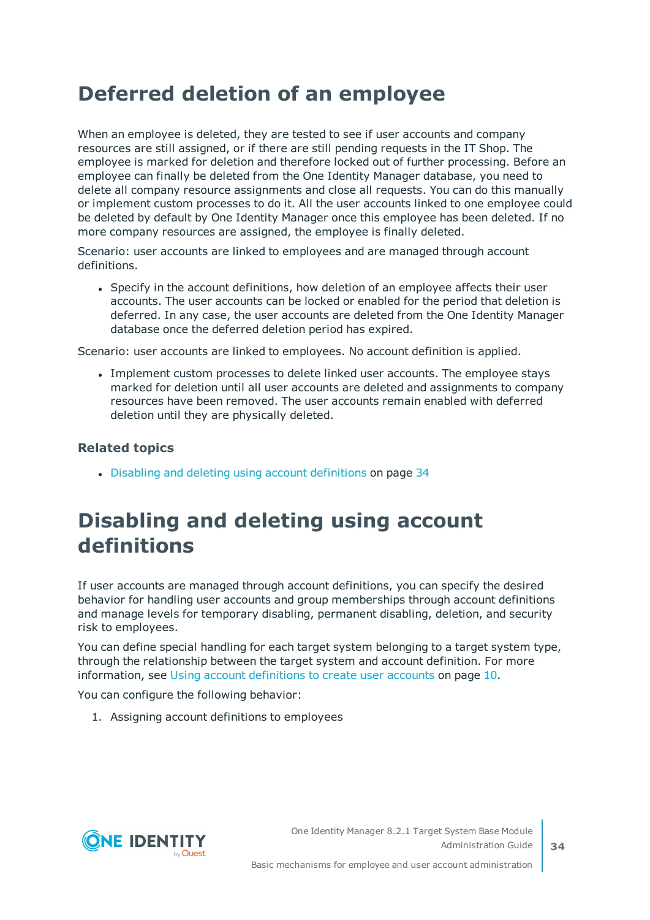# Deferred deletion of an employee

When an employee is deleted, they are tested to see if user accounts and company resources are still assigned, or if there are still pending requests in the IT Shop. The employee is marked for deletion and therefore locked out of further processing. Before an employee can finally be deleted from the One Identity Manager database, you need to delete all company resource assignments and close all requests. You can do this manually or implement custom processes to do it. All the user accounts linked to one employee could be deleted by default by One Identity Manager once this employee has been deleted. If no more company resources are assigned, the employee is finally deleted.

Scenario: user accounts are linked to employees and are managed through account definitions.

- Specify in the account definitions, how deletion of an employee affects their user accounts. The user accounts can be locked or enabled for the period that deletion is deferred. In any case, the user accounts are deleted from the One Identity Manager database once the deferred deletion period has expired.

Scenario: user accounts are linked to employees. No account definition is applied.

- Implement custom processes to delete linked user accounts. The employee stays marked for deletion until all user accounts are deleted and assignments to company resources have been removed. The user accounts remain enabled with deferred deletion until they are physically deleted.

### Related topics

- Disabling and deleting using account definitions on page 34

# Disabling and deleting using account definitions

If user accounts are managed through account definitions, you can specify the desired behavior for handling user accounts and group memberships through account definitions and manage levels for temporary disabling, permanent disabling, deletion, and security risk to employees.

You can define special handling for each target system belonging to a target system type, through the relationship between the target system and account definition. For more information, see Using account definitions to create user accounts on page 10.

You can configure the following behavior:

1. Assigning account definitions to employees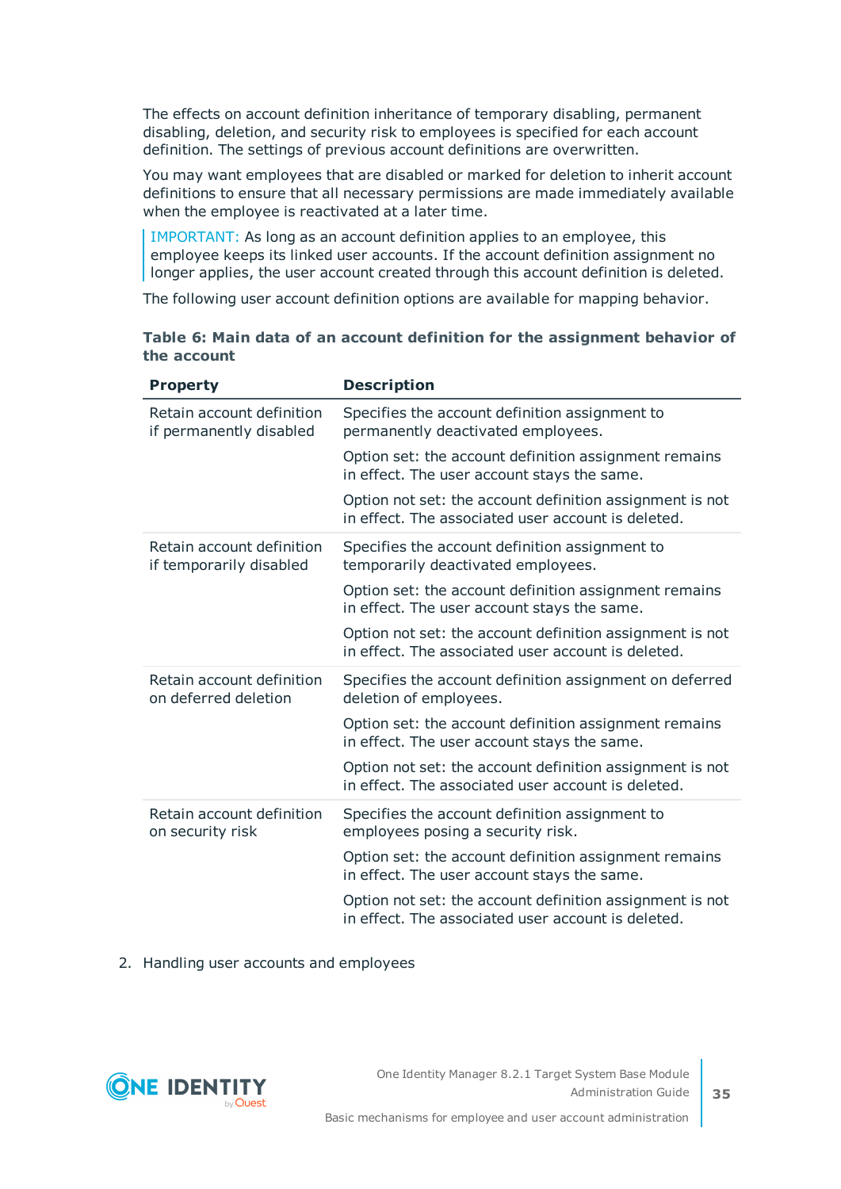The effects on account definition inheritance of temporary disabling, permanent disabling, deletion, and security risk to employees is specified for each account definition. The settings of previous account definitions are overwritten.

You may want employees that are disabled or marked for deletion to inherit account definitions to ensure that all necessary permissions are made immediately available when the employee is reactivated at a later time.

> IMPORTANT: As long as an account definition applies to an employee, this employee keeps its linked user accounts. If the account definition assignment no longer applies, the user account created through this account definition is deleted.

The following user account definition options are available for mapping behavior.

**Table 6: Main data of an account definition for the assignment behavior of the account**

| Property | Description |
|---|---|
| Retain account definition if permanently disabled | Specifies the account definition assignment to permanently deactivated employees.<br><br>Option set: the account definition assignment remains in effect. The user account stays the same.<br><br>Option not set: the account definition assignment is not in effect. The associated user account is deleted. |
| Retain account definition if temporarily disabled | Specifies the account definition assignment to temporarily deactivated employees.<br><br>Option set: the account definition assignment remains in effect. The user account stays the same.<br><br>Option not set: the account definition assignment is not in effect. The associated user account is deleted. |
| Retain account definition on deferred deletion | Specifies the account definition assignment on deferred deletion of employees.<br><br>Option set: the account definition assignment remains in effect. The user account stays the same.<br><br>Option not set: the account definition assignment is not in effect. The associated user account is deleted. |
| Retain account definition on security risk | Specifies the account definition assignment to employees posing a security risk.<br><br>Option set: the account definition assignment remains in effect. The user account stays the same.<br><br>Option not set: the account definition assignment is not in effect. The associated user account is deleted. |

2. Handling user accounts and employees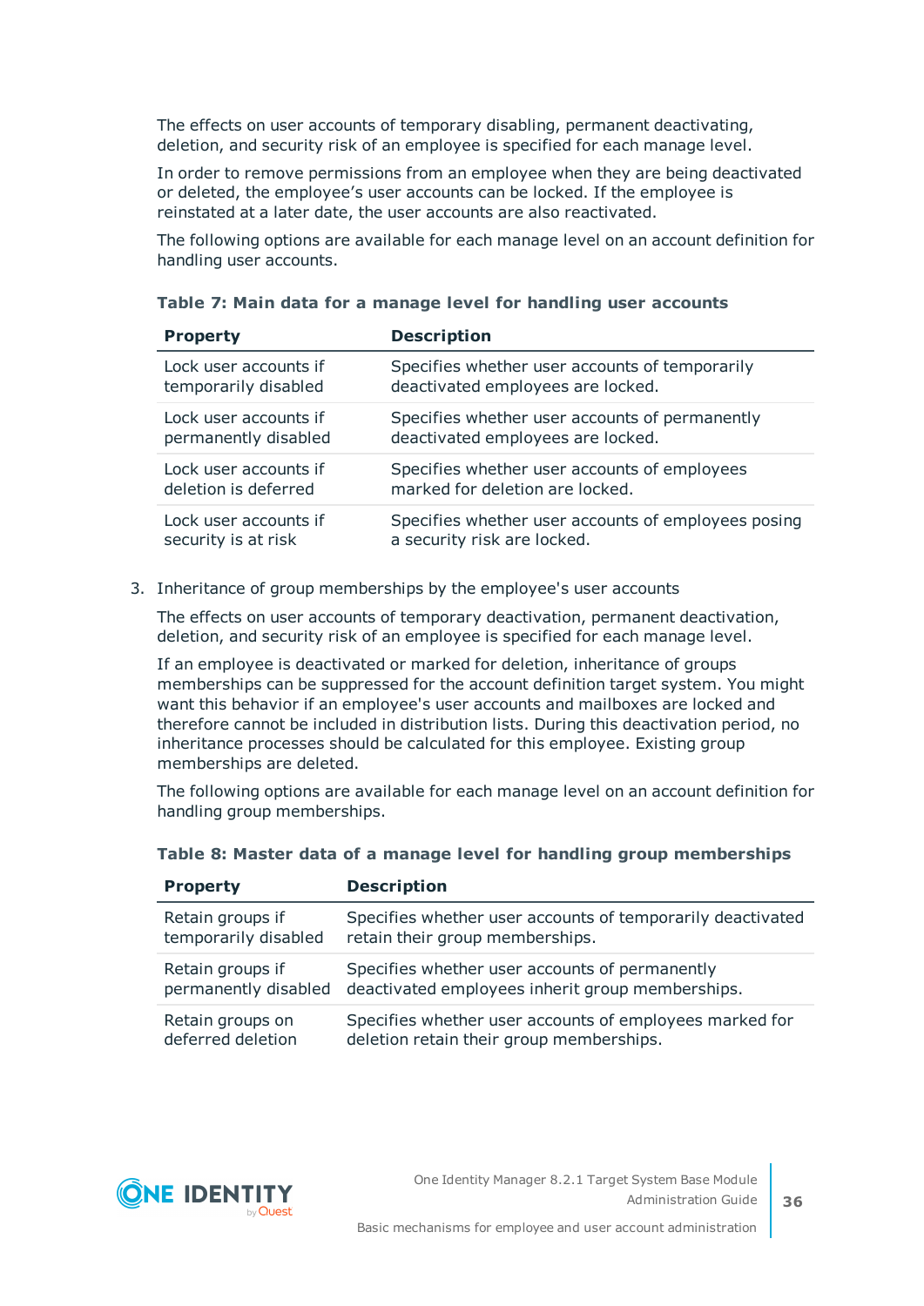The effects on user accounts of temporary disabling, permanent deactivating, deletion, and security risk of an employee is specified for each manage level.

In order to remove permissions from an employee when they are being deactivated or deleted, the employee's user accounts can be locked. If the employee is reinstated at a later date, the user accounts are also reactivated.

The following options are available for each manage level on an account definition for handling user accounts.

**Table 7: Main data for a manage level for handling user accounts**

| Property | Description |
|---|---|
| Lock user accounts if temporarily disabled | Specifies whether user accounts of temporarily deactivated employees are locked. |
| Lock user accounts if permanently disabled | Specifies whether user accounts of permanently deactivated employees are locked. |
| Lock user accounts if deletion is deferred | Specifies whether user accounts of employees marked for deletion are locked. |
| Lock user accounts if security is at risk | Specifies whether user accounts of employees posing a security risk are locked. |

3. Inheritance of group memberships by the employee's user accounts

   The effects on user accounts of temporary deactivation, permanent deactivation, deletion, and security risk of an employee is specified for each manage level.

   If an employee is deactivated or marked for deletion, inheritance of groups memberships can be suppressed for the account definition target system. You might want this behavior if an employee's user accounts and mailboxes are locked and therefore cannot be included in distribution lists. During this deactivation period, no inheritance processes should be calculated for this employee. Existing group memberships are deleted.

   The following options are available for each manage level on an account definition for handling group memberships.

**Table 8: Master data of a manage level for handling group memberships**

| Property | Description |
|---|---|
| Retain groups if temporarily disabled | Specifies whether user accounts of temporarily deactivated retain their group memberships. |
| Retain groups if permanently disabled | Specifies whether user accounts of permanently deactivated employees inherit group memberships. |
| Retain groups on deferred deletion | Specifies whether user accounts of employees marked for deletion retain their group memberships. |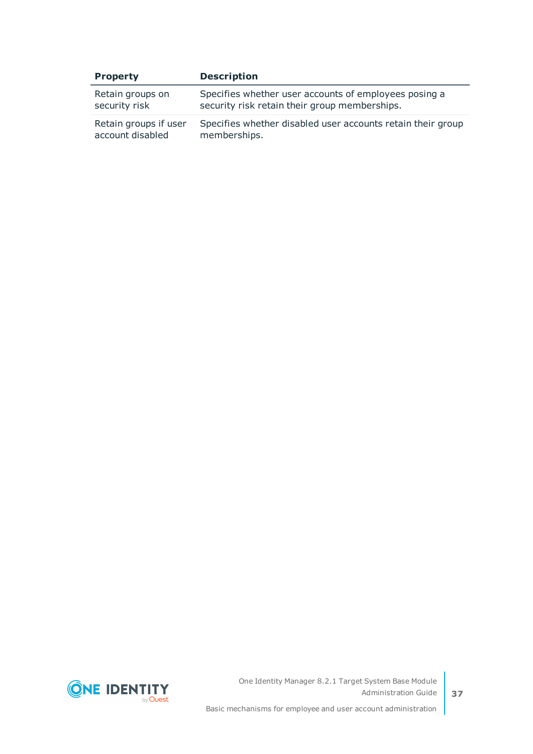| Property | Description |
|---|---|
| Retain groups on security risk | Specifies whether user accounts of employees posing a security risk retain their group memberships. |
| Retain groups if user account disabled | Specifies whether disabled user accounts retain their group memberships. |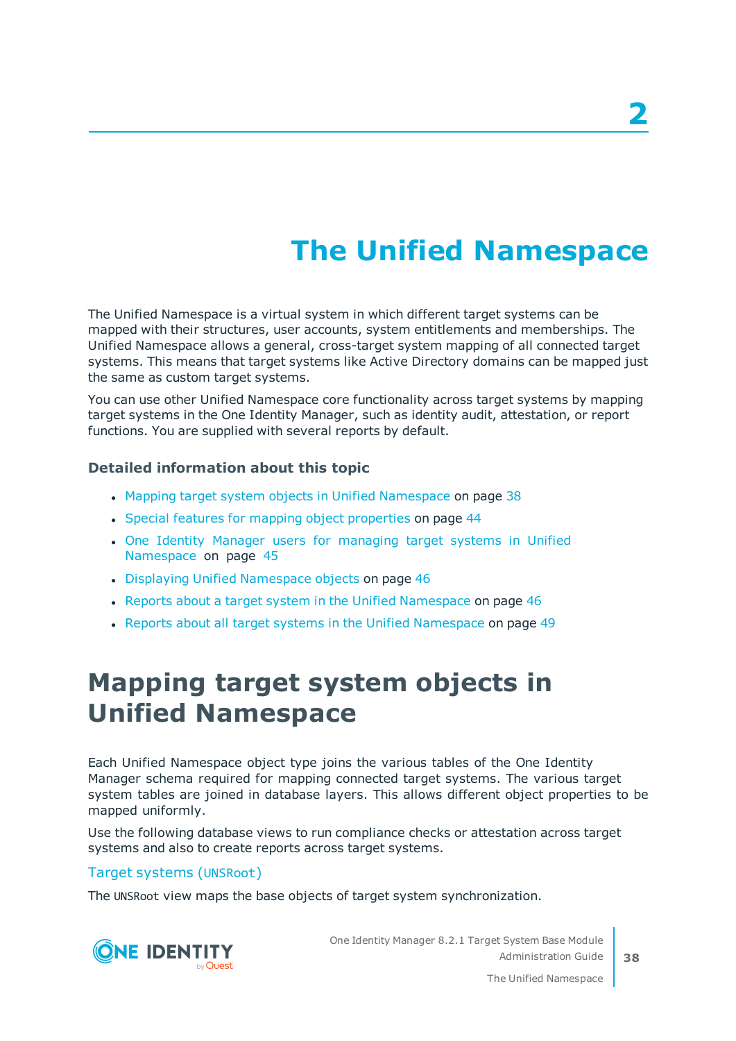2

# The Unified Namespace

The Unified Namespace is a virtual system in which different target systems can be mapped with their structures, user accounts, system entitlements and memberships. The Unified Namespace allows a general, cross-target system mapping of all connected target systems. This means that target systems like Active Directory domains can be mapped just the same as custom target systems.

You can use other Unified Namespace core functionality across target systems by mapping target systems in the One Identity Manager, such as identity audit, attestation, or report functions. You are supplied with several reports by default.

### Detailed information about this topic

- Mapping target system objects in Unified Namespace on page 38
- Special features for mapping object properties on page 44
- One Identity Manager users for managing target systems in Unified Namespace on page 45
- Displaying Unified Namespace objects on page 46
- Reports about a target system in the Unified Namespace on page 46
- Reports about all target systems in the Unified Namespace on page 49

## Mapping target system objects in Unified Namespace

Each Unified Namespace object type joins the various tables of the One Identity Manager schema required for mapping connected target systems. The various target system tables are joined in database layers. This allows different object properties to be mapped uniformly.

Use the following database views to run compliance checks or attestation across target systems and also to create reports across target systems.

### Target systems (UNSRoot)

The UNSRoot view maps the base objects of target system synchronization.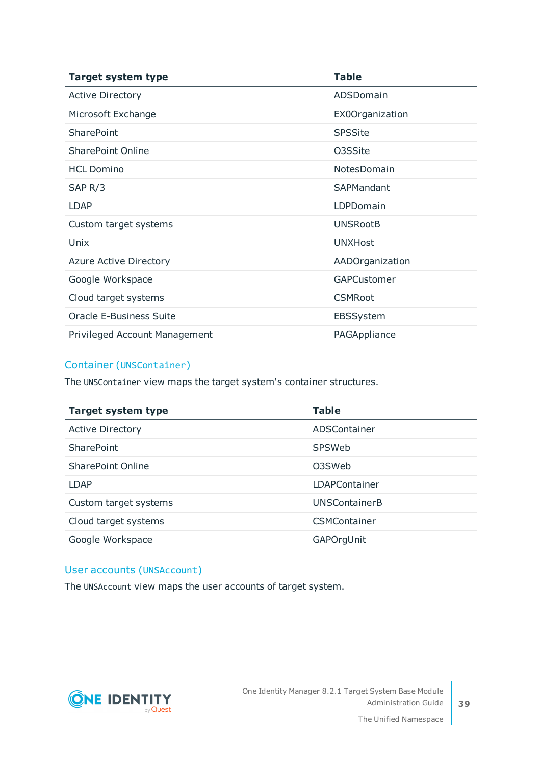| Target system type | Table |
| --- | --- |
| Active Directory | ADSDomain |
| Microsoft Exchange | EX0Organization |
| SharePoint | SPSSite |
| SharePoint Online | O3SSite |
| HCL Domino | NotesDomain |
| SAP R/3 | SAPMandant |
| LDAP | LDPDomain |
| Custom target systems | UNSRootB |
| Unix | UNXHost |
| Azure Active Directory | AADOrganization |
| Google Workspace | GAPCustomer |
| Cloud target systems | CSMRoot |
| Oracle E-Business Suite | EBSSystem |
| Privileged Account Management | PAGAppliance |

## Container (`UNSContainer`)

The `UNSContainer` view maps the target system's container structures.

| Target system type | Table |
| --- | --- |
| Active Directory | ADSContainer |
| SharePoint | SPSWeb |
| SharePoint Online | O3SWeb |
| LDAP | LDAPContainer |
| Custom target systems | UNSContainerB |
| Cloud target systems | CSMContainer |
| Google Workspace | GAPOrgUnit |

## User accounts (`UNSAccount`)

The `UNSAccount` view maps the user accounts of target system.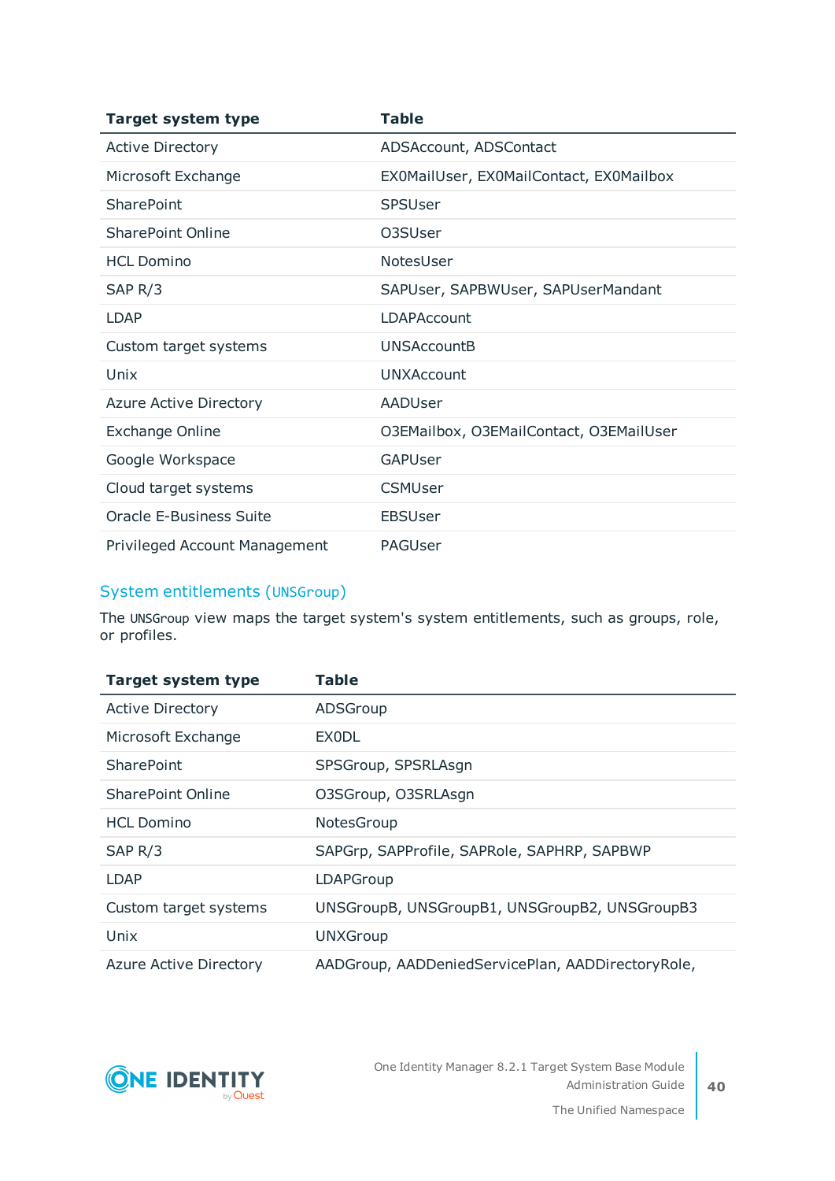| Target system type | Table |
| --- | --- |
| Active Directory | ADSAccount, ADSContact |
| Microsoft Exchange | EX0MailUser, EX0MailContact, EX0Mailbox |
| SharePoint | SPSUser |
| SharePoint Online | O3SUser |
| HCL Domino | NotesUser |
| SAP R/3 | SAPUser, SAPBWUser, SAPUserMandant |
| LDAP | LDAPAccount |
| Custom target systems | UNSAccountB |
| Unix | UNXAccount |
| Azure Active Directory | AADUser |
| Exchange Online | O3EMailbox, O3EMailContact, O3EMailUser |
| Google Workspace | GAPUser |
| Cloud target systems | CSMUser |
| Oracle E-Business Suite | EBSUser |
| Privileged Account Management | PAGUser |

## System entitlements (`UNSGroup`)

The `UNSGroup` view maps the target system's system entitlements, such as groups, role, or profiles.

| Target system type | Table |
| --- | --- |
| Active Directory | ADSGroup |
| Microsoft Exchange | EX0DL |
| SharePoint | SPSGroup, SPSRLAsgn |
| SharePoint Online | O3SGroup, O3SRLAsgn |
| HCL Domino | NotesGroup |
| SAP R/3 | SAPGrp, SAPProfile, SAPRole, SAPHRP, SAPBWP |
| LDAP | LDAPGroup |
| Custom target systems | UNSGroupB, UNSGroupB1, UNSGroupB2, UNSGroupB3 |
| Unix | UNXGroup |
| Azure Active Directory | AADGroup, AADDeniedServicePlan, AADDirectoryRole, |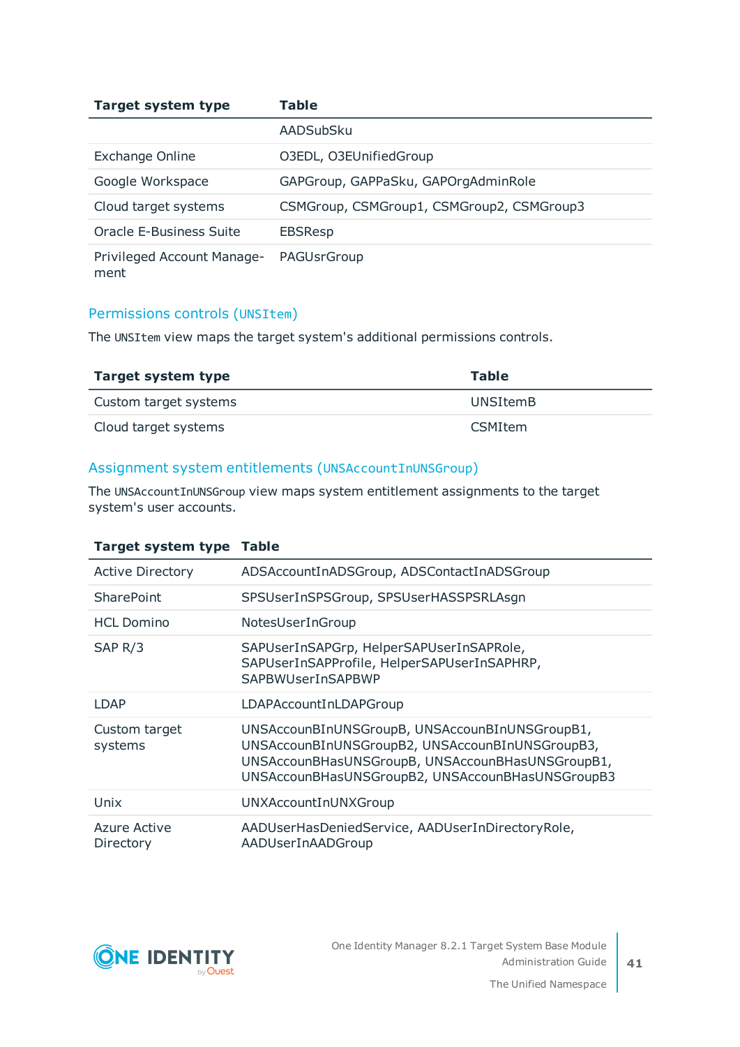| Target system type | Table |
|---|---|
| | AADSubSku |
| Exchange Online | O3EDL, O3EUnifiedGroup |
| Google Workspace | GAPGroup, GAPPaSku, GAPOrgAdminRole |
| Cloud target systems | CSMGroup, CSMGroup1, CSMGroup2, CSMGroup3 |
| Oracle E-Business Suite | EBSResp |
| Privileged Account Management | PAGUsrGroup |

## Permissions controls (`UNSItem`)

The `UNSItem` view maps the target system's additional permissions controls.

| Target system type | Table |
|---|---|
| Custom target systems | UNSItemB |
| Cloud target systems | CSMItem |

## Assignment system entitlements (`UNSAccountInUNSGroup`)

The `UNSAccountInUNSGroup` view maps system entitlement assignments to the target system's user accounts.

| Target system type | Table |
|---|---|
| Active Directory | ADSAccountInADSGroup, ADSContactInADSGroup |
| SharePoint | SPSUserInSPSGroup, SPSUserHASSPSRLAsgn |
| HCL Domino | NotesUserInGroup |
| SAP R/3 | SAPUserInSAPGrp, HelperSAPUserInSAPRole, SAPUserInSAPProfile, HelperSAPUserInSAPHRP, SAPBWUserInSAPBWP |
| LDAP | LDAPAccountInLDAPGroup |
| Custom target systems | UNSAccounBInUNSGroupB, UNSAccounBInUNSGroupB1, UNSAccounBInUNSGroupB2, UNSAccounBInUNSGroupB3, UNSAccounBHasUNSGroupB, UNSAccounBHasUNSGroupB1, UNSAccounBHasUNSGroupB2, UNSAccounBHasUNSGroupB3 |
| Unix | UNXAccountInUNXGroup |
| Azure Active Directory | AADUserHasDeniedService, AADUserInDirectoryRole, AADUserInAADGroup |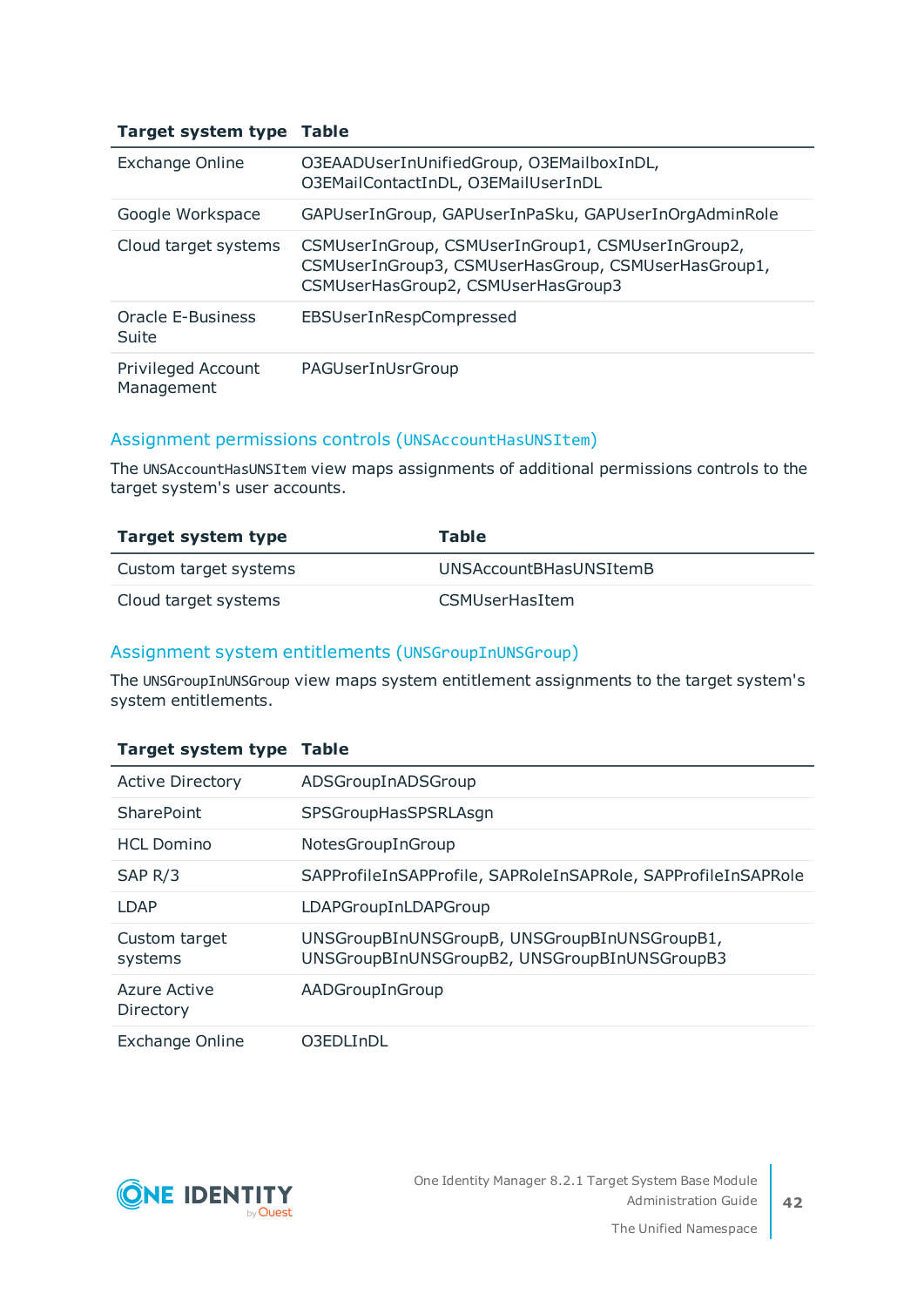| Target system type | Table |
| --- | --- |
| Exchange Online | O3EAADUserInUnifiedGroup, O3EMailboxInDL, O3EMailContactInDL, O3EMailUserInDL |
| Google Workspace | GAPUserInGroup, GAPUserInPaSku, GAPUserInOrgAdminRole |
| Cloud target systems | CSMUserInGroup, CSMUserInGroup1, CSMUserInGroup2, CSMUserInGroup3, CSMUserHasGroup, CSMUserHasGroup1, CSMUserHasGroup2, CSMUserHasGroup3 |
| Oracle E-Business Suite | EBSUserInRespCompressed |
| Privileged Account Management | PAGUserInUsrGroup |

## Assignment permissions controls (`UNSAccountHasUNSItem`)

The `UNSAccountHasUNSItem` view maps assignments of additional permissions controls to the target system's user accounts.

| Target system type | Table |
| --- | --- |
| Custom target systems | UNSAccountBHasUNSItemB |
| Cloud target systems | CSMUserHasItem |

## Assignment system entitlements (`UNSGroupInUNSGroup`)

The `UNSGroupInUNSGroup` view maps system entitlement assignments to the target system's system entitlements.

| Target system type | Table |
| --- | --- |
| Active Directory | ADSGroupInADSGroup |
| SharePoint | SPSGroupHasSPSRLAsgn |
| HCL Domino | NotesGroupInGroup |
| SAP R/3 | SAPProfileInSAPProfile, SAPRoleInSAPRole, SAPProfileInSAPRole |
| LDAP | LDAPGroupInLDAPGroup |
| Custom target systems | UNSGroupBInUNSGroupB, UNSGroupBInUNSGroupB1, UNSGroupBInUNSGroupB2, UNSGroupBInUNSGroupB3 |
| Azure Active Directory | AADGroupInGroup |
| Exchange Online | O3EDLInDL |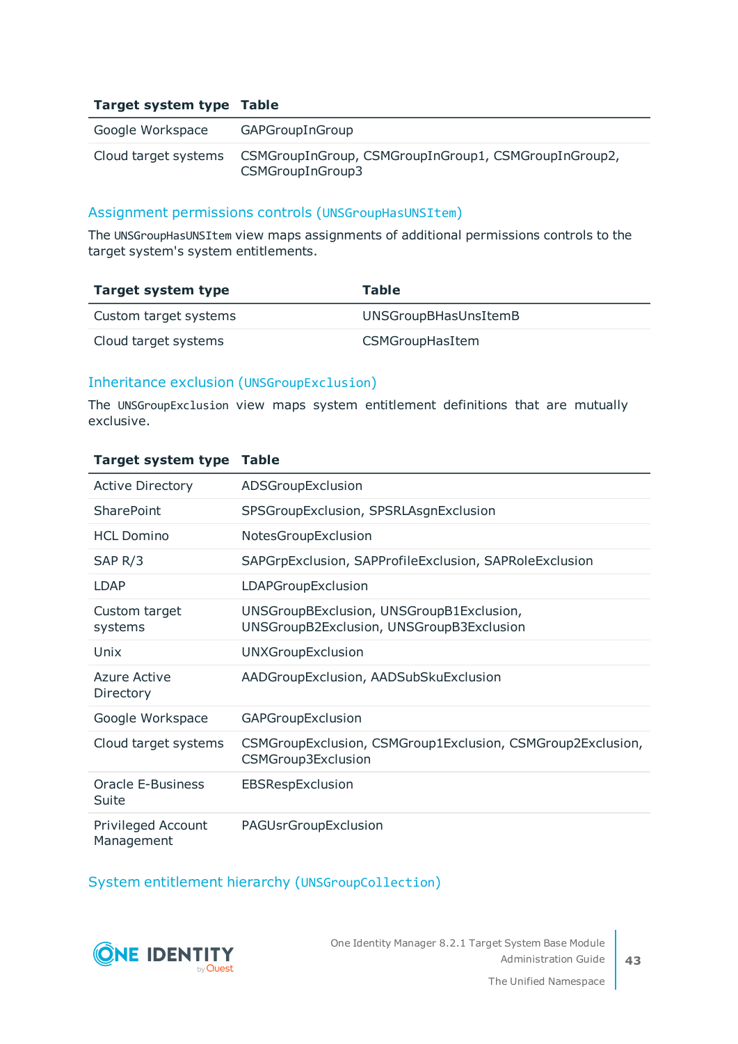| Target system type | Table |
|---|---|
| Google Workspace | GAPGroupInGroup |
| Cloud target systems | CSMGroupInGroup, CSMGroupInGroup1, CSMGroupInGroup2, CSMGroupInGroup3 |

### Assignment permissions controls (`UNSGroupHasUNSItem`)

The `UNSGroupHasUNSItem` view maps assignments of additional permissions controls to the target system's system entitlements.

| Target system type | Table |
|---|---|
| Custom target systems | UNSGroupBHasUnsItemB |
| Cloud target systems | CSMGroupHasItem |

### Inheritance exclusion (`UNSGroupExclusion`)

The `UNSGroupExclusion` view maps system entitlement definitions that are mutually exclusive.

| Target system type | Table |
|---|---|
| Active Directory | ADSGroupExclusion |
| SharePoint | SPSGroupExclusion, SPSRLAsgnExclusion |
| HCL Domino | NotesGroupExclusion |
| SAP R/3 | SAPGrpExclusion, SAPProfileExclusion, SAPRoleExclusion |
| LDAP | LDAPGroupExclusion |
| Custom target systems | UNSGroupBExclusion, UNSGroupB1Exclusion, UNSGroupB2Exclusion, UNSGroupB3Exclusion |
| Unix | UNXGroupExclusion |
| Azure Active Directory | AADGroupExclusion, AADSubSkuExclusion |
| Google Workspace | GAPGroupExclusion |
| Cloud target systems | CSMGroupExclusion, CSMGroup1Exclusion, CSMGroup2Exclusion, CSMGroup3Exclusion |
| Oracle E-Business Suite | EBSRespExclusion |
| Privileged Account Management | PAGUsrGroupExclusion |

### System entitlement hierarchy (`UNSGroupCollection`)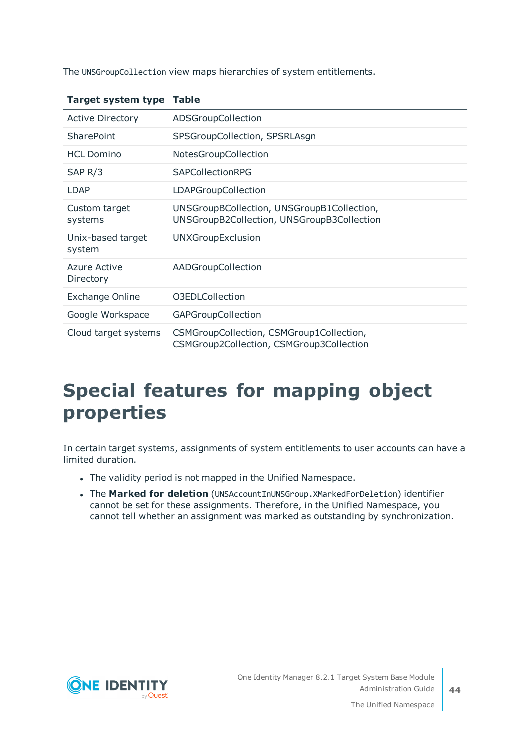The `UNSGroupCollection` view maps hierarchies of system entitlements.

| Target system type | Table |
| --- | --- |
| Active Directory | ADSGroupCollection |
| SharePoint | SPSGroupCollection, SPSRLAsgn |
| HCL Domino | NotesGroupCollection |
| SAP R/3 | SAPCollectionRPG |
| LDAP | LDAPGroupCollection |
| Custom target systems | UNSGroupBCollection, UNSGroupB1Collection, UNSGroupB2Collection, UNSGroupB3Collection |
| Unix-based target system | UNXGroupExclusion |
| Azure Active Directory | AADGroupCollection |
| Exchange Online | O3EDLCollection |
| Google Workspace | GAPGroupCollection |
| Cloud target systems | CSMGroupCollection, CSMGroup1Collection, CSMGroup2Collection, CSMGroup3Collection |

# Special features for mapping object properties

In certain target systems, assignments of system entitlements to user accounts can have a limited duration.

- The validity period is not mapped in the Unified Namespace.
- The **Marked for deletion** (`UNSAccountInUNSGroup.XMarkedForDeletion`) identifier cannot be set for these assignments. Therefore, in the Unified Namespace, you cannot tell whether an assignment was marked as outstanding by synchronization.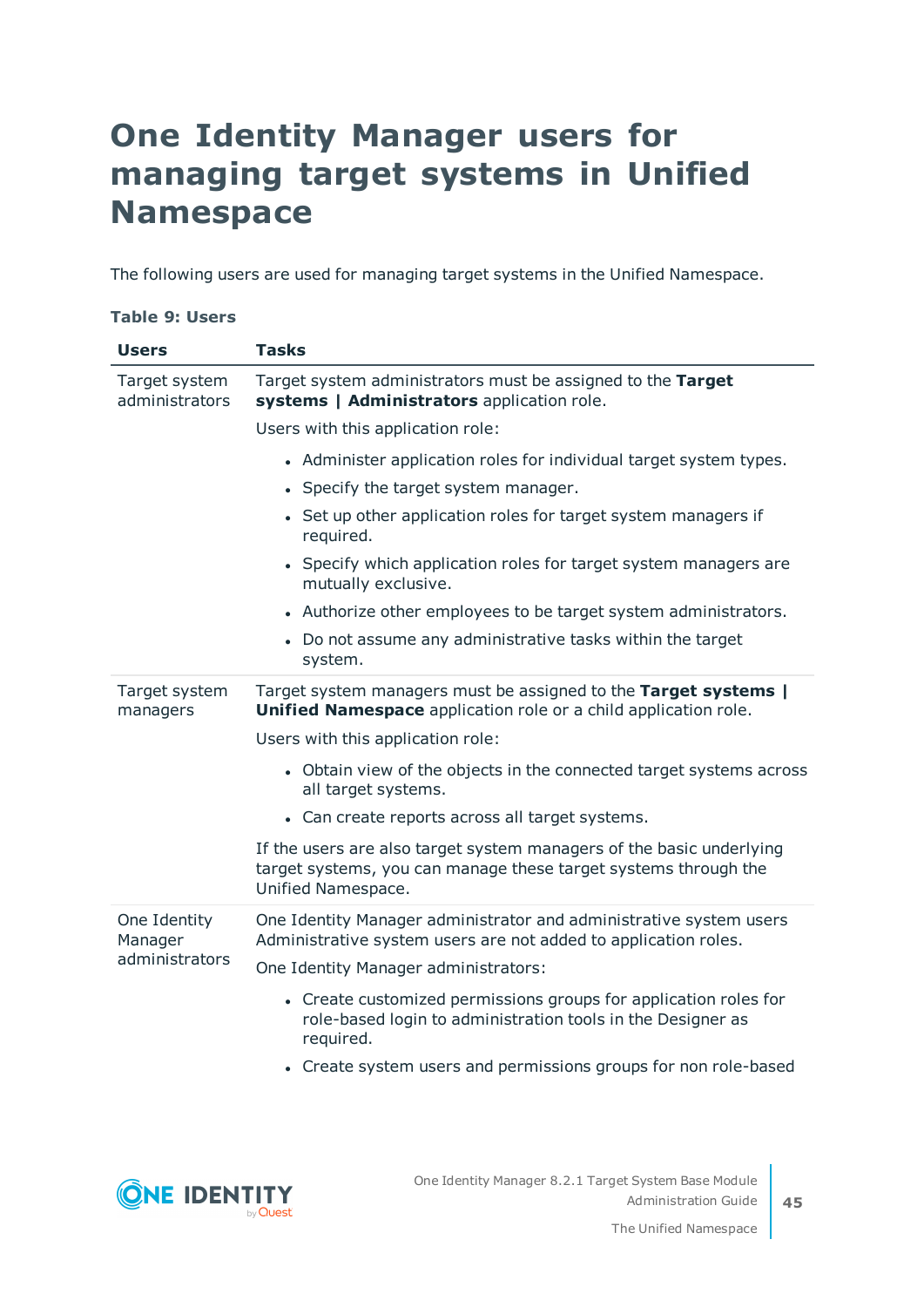# One Identity Manager users for managing target systems in Unified Namespace

The following users are used for managing target systems in the Unified Namespace.

**Table 9: Users**

| Users | Tasks |
|---|---|
| Target system administrators | Target system administrators must be assigned to the **Target systems \| Administrators** application role.<br><br>Users with this application role:<br><br>• Administer application roles for individual target system types.<br>• Specify the target system manager.<br>• Set up other application roles for target system managers if required.<br>• Specify which application roles for target system managers are mutually exclusive.<br>• Authorize other employees to be target system administrators.<br>• Do not assume any administrative tasks within the target system. |
| Target system managers | Target system managers must be assigned to the **Target systems \| Unified Namespace** application role or a child application role.<br><br>Users with this application role:<br><br>• Obtain view of the objects in the connected target systems across all target systems.<br>• Can create reports across all target systems.<br><br>If the users are also target system managers of the basic underlying target systems, you can manage these target systems through the Unified Namespace. |
| One Identity Manager administrators | One Identity Manager administrator and administrative system users Administrative system users are not added to application roles.<br><br>One Identity Manager administrators:<br><br>• Create customized permissions groups for application roles for role-based login to administration tools in the Designer as required.<br>• Create system users and permissions groups for non role-based |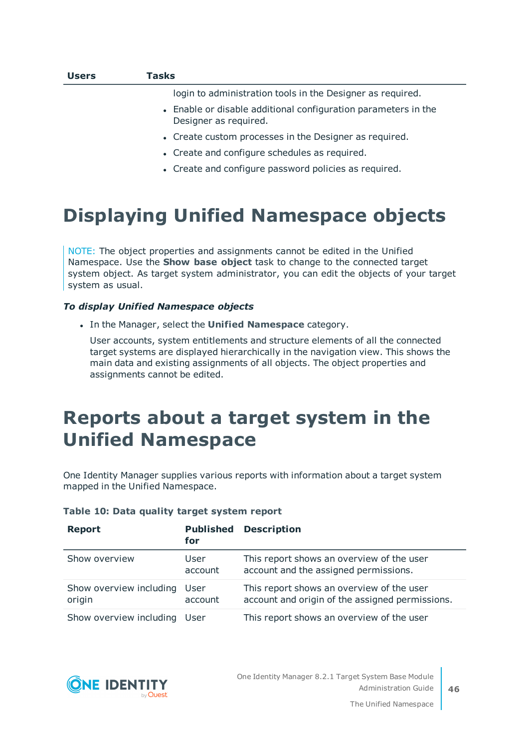| Users | Tasks |
|---|---|
| | login to administration tools in the Designer as required.<br>- Enable or disable additional configuration parameters in the Designer as required.<br>- Create custom processes in the Designer as required.<br>- Create and configure schedules as required.<br>- Create and configure password policies as required. |

# Displaying Unified Namespace objects

NOTE: The object properties and assignments cannot be edited in the Unified Namespace. Use the **Show base object** task to change to the connected target system object. As target system administrator, you can edit the objects of your target system as usual.

***To display Unified Namespace objects***

- In the Manager, select the **Unified Namespace** category.

  User accounts, system entitlements and structure elements of all the connected target systems are displayed hierarchically in the navigation view. This shows the main data and existing assignments of all objects. The object properties and assignments cannot be edited.

# Reports about a target system in the Unified Namespace

One Identity Manager supplies various reports with information about a target system mapped in the Unified Namespace.

**Table 10: Data quality target system report**

| Report | Published for | Description |
|---|---|---|
| Show overview | User account | This report shows an overview of the user account and the assigned permissions. |
| Show overview including origin | User account | This report shows an overview of the user account and origin of the assigned permissions. |
| Show overview including | User | This report shows an overview of the user |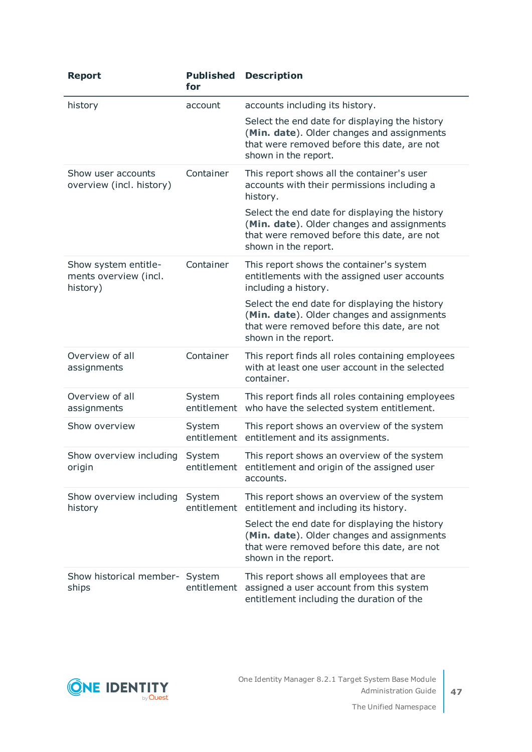| Report | Published for | Description |
| --- | --- | --- |
| history | account | accounts including its history.<br><br>Select the end date for displaying the history (**Min. date**). Older changes and assignments that were removed before this date, are not shown in the report. |
| Show user accounts overview (incl. history) | Container | This report shows all the container's user accounts with their permissions including a history.<br><br>Select the end date for displaying the history (**Min. date**). Older changes and assignments that were removed before this date, are not shown in the report. |
| Show system entitlements overview (incl. history) | Container | This report shows the container's system entitlements with the assigned user accounts including a history.<br><br>Select the end date for displaying the history (**Min. date**). Older changes and assignments that were removed before this date, are not shown in the report. |
| Overview of all assignments | Container | This report finds all roles containing employees with at least one user account in the selected container. |
| Overview of all assignments | System entitlement | This report finds all roles containing employees who have the selected system entitlement. |
| Show overview | System entitlement | This report shows an overview of the system entitlement and its assignments. |
| Show overview including origin | System entitlement | This report shows an overview of the system entitlement and origin of the assigned user accounts. |
| Show overview including history | System entitlement | This report shows an overview of the system entitlement and including its history.<br><br>Select the end date for displaying the history (**Min. date**). Older changes and assignments that were removed before this date, are not shown in the report. |
| Show historical memberships | System entitlement | This report shows all employees that are assigned a user account from this system entitlement including the duration of the |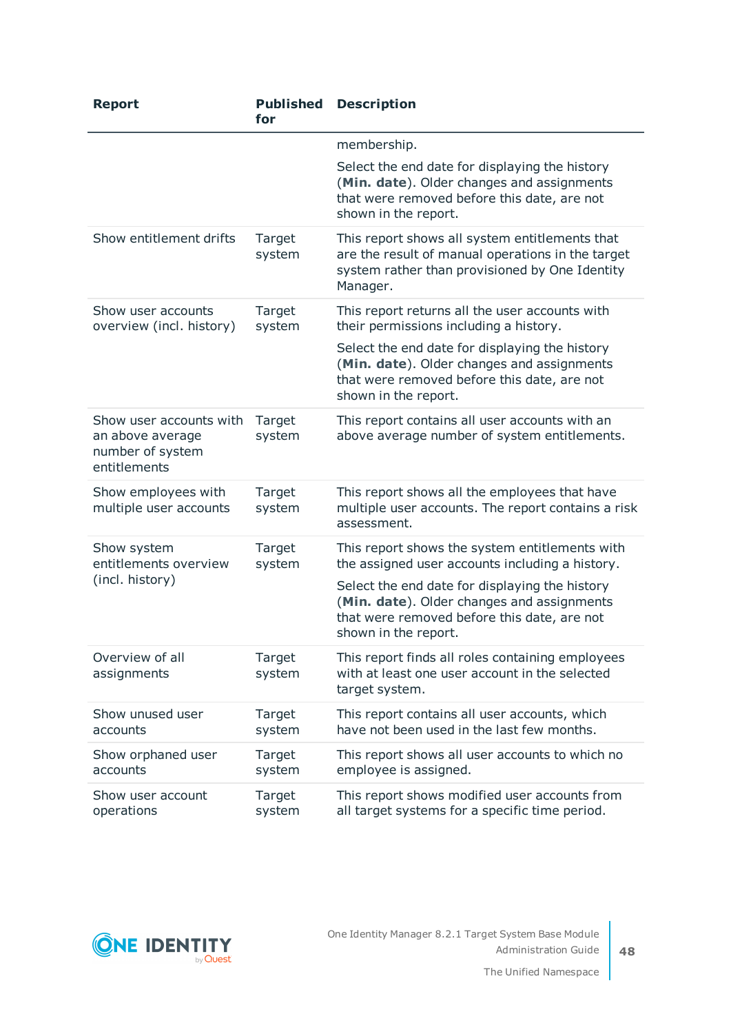| Report | Published for | Description |
|---|---|---|
| | | membership.<br><br>Select the end date for displaying the history (**Min. date**). Older changes and assignments that were removed before this date, are not shown in the report. |
| Show entitlement drifts | Target system | This report shows all system entitlements that are the result of manual operations in the target system rather than provisioned by One Identity Manager. |
| Show user accounts overview (incl. history) | Target system | This report returns all the user accounts with their permissions including a history.<br><br>Select the end date for displaying the history (**Min. date**). Older changes and assignments that were removed before this date, are not shown in the report. |
| Show user accounts with an above average number of system entitlements | Target system | This report contains all user accounts with an above average number of system entitlements. |
| Show employees with multiple user accounts | Target system | This report shows all the employees that have multiple user accounts. The report contains a risk assessment. |
| Show system entitlements overview (incl. history) | Target system | This report shows the system entitlements with the assigned user accounts including a history.<br><br>Select the end date for displaying the history (**Min. date**). Older changes and assignments that were removed before this date, are not shown in the report. |
| Overview of all assignments | Target system | This report finds all roles containing employees with at least one user account in the selected target system. |
| Show unused user accounts | Target system | This report contains all user accounts, which have not been used in the last few months. |
| Show orphaned user accounts | Target system | This report shows all user accounts to which no employee is assigned. |
| Show user account operations | Target system | This report shows modified user accounts from all target systems for a specific time period. |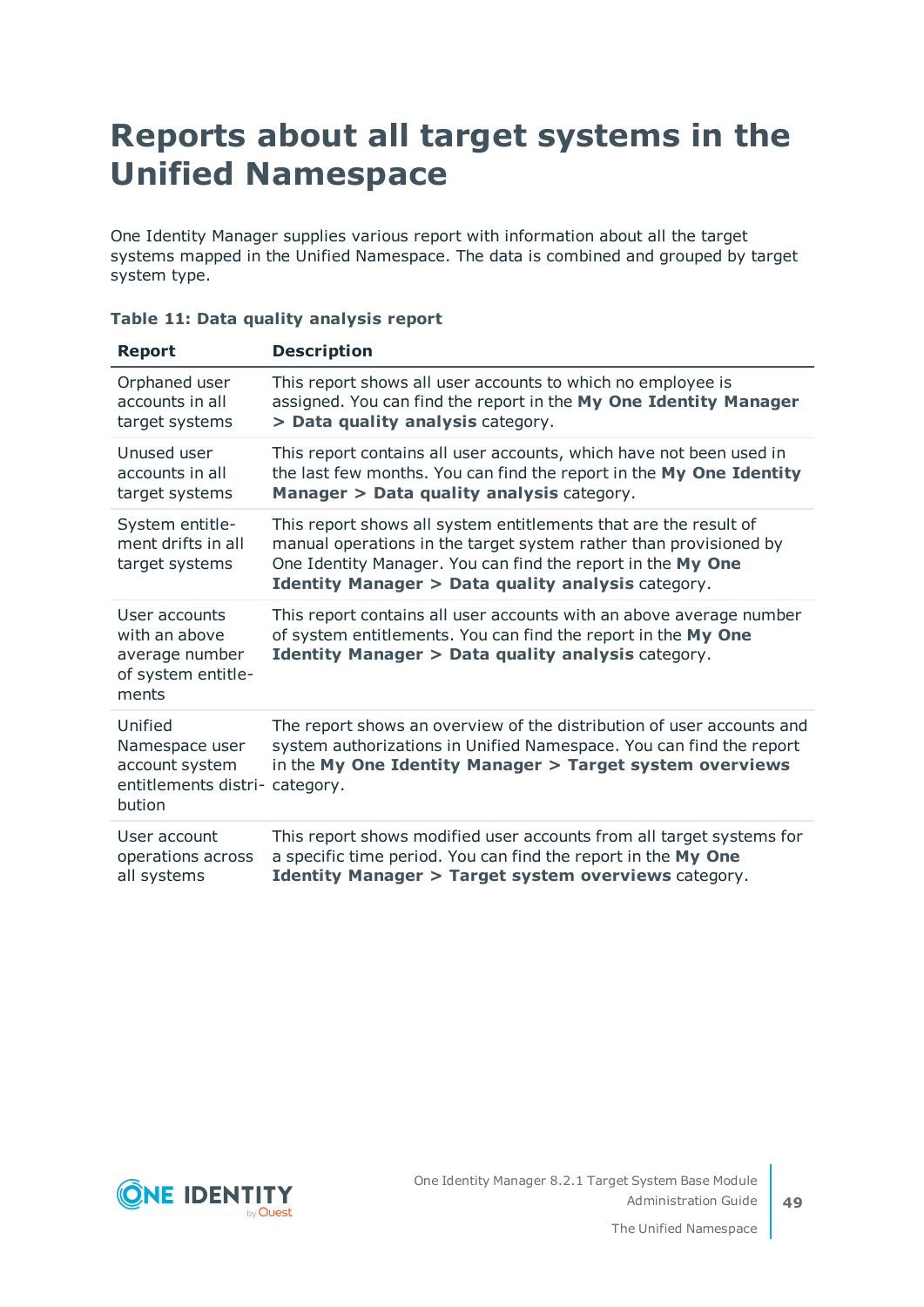# Reports about all target systems in the Unified Namespace

One Identity Manager supplies various report with information about all the target systems mapped in the Unified Namespace. The data is combined and grouped by target system type.

**Table 11: Data quality analysis report**

| Report | Description |
|---|---|
| Orphaned user accounts in all target systems | This report shows all user accounts to which no employee is assigned. You can find the report in the **My One Identity Manager > Data quality analysis** category. |
| Unused user accounts in all target systems | This report contains all user accounts, which have not been used in the last few months. You can find the report in the **My One Identity Manager > Data quality analysis** category. |
| System entitlement drifts in all target systems | This report shows all system entitlements that are the result of manual operations in the target system rather than provisioned by One Identity Manager. You can find the report in the **My One Identity Manager > Data quality analysis** category. |
| User accounts with an above average number of system entitlements | This report contains all user accounts with an above average number of system entitlements. You can find the report in the **My One Identity Manager > Data quality analysis** category. |
| Unified Namespace user account system entitlements distribution | The report shows an overview of the distribution of user accounts and system authorizations in Unified Namespace. You can find the report in the **My One Identity Manager > Target system overviews** category. |
| User account operations across all systems | This report shows modified user accounts from all target systems for a specific time period. You can find the report in the **My One Identity Manager > Target system overviews** category. |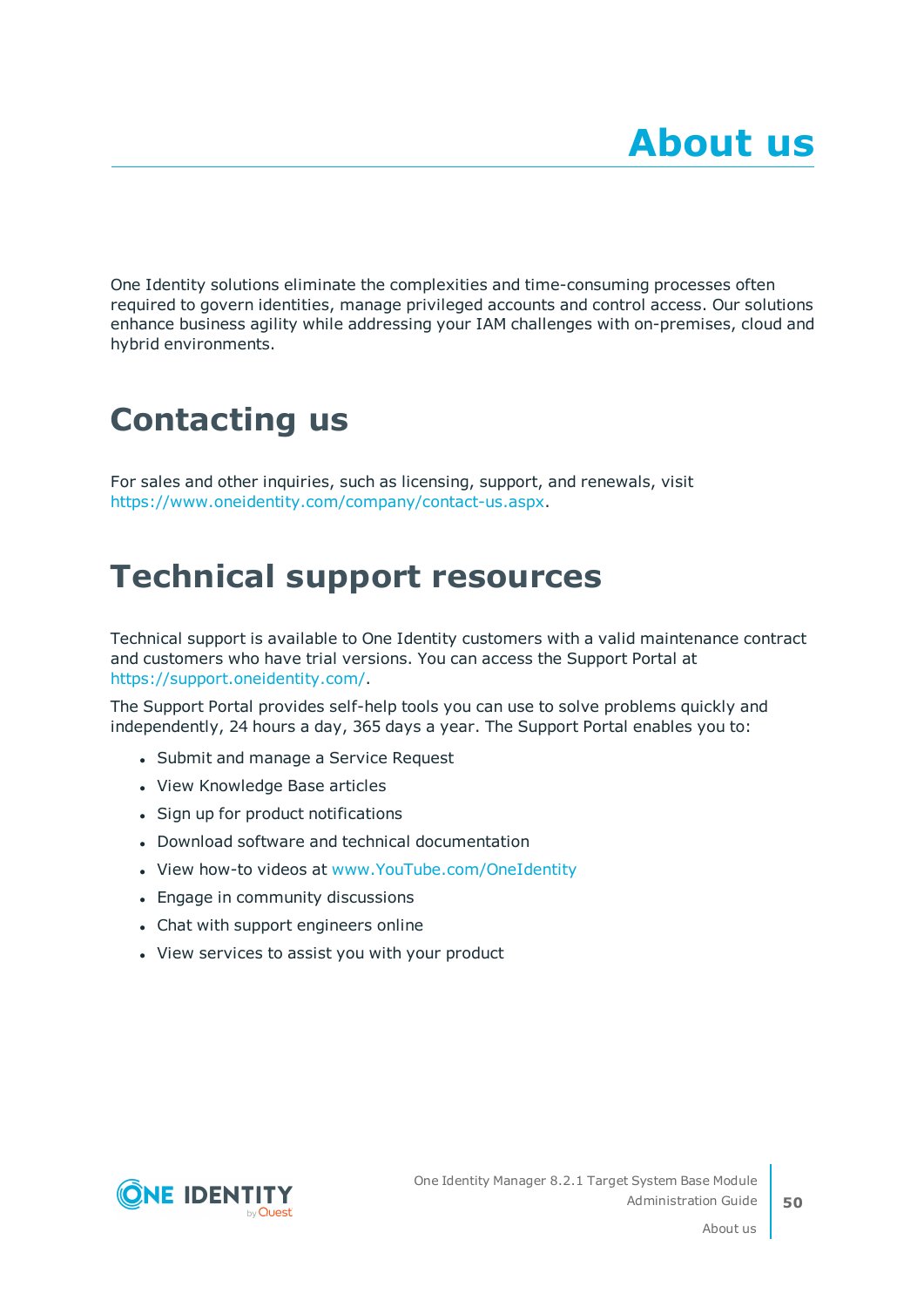# About us

One Identity solutions eliminate the complexities and time-consuming processes often required to govern identities, manage privileged accounts and control access. Our solutions enhance business agility while addressing your IAM challenges with on-premises, cloud and hybrid environments.

## Contacting us

For sales and other inquiries, such as licensing, support, and renewals, visit https://www.oneidentity.com/company/contact-us.aspx.

## Technical support resources

Technical support is available to One Identity customers with a valid maintenance contract and customers who have trial versions. You can access the Support Portal at https://support.oneidentity.com/.

The Support Portal provides self-help tools you can use to solve problems quickly and independently, 24 hours a day, 365 days a year. The Support Portal enables you to:

- Submit and manage a Service Request
- View Knowledge Base articles
- Sign up for product notifications
- Download software and technical documentation
- View how-to videos at www.YouTube.com/OneIdentity
- Engage in community discussions
- Chat with support engineers online
- View services to assist you with your product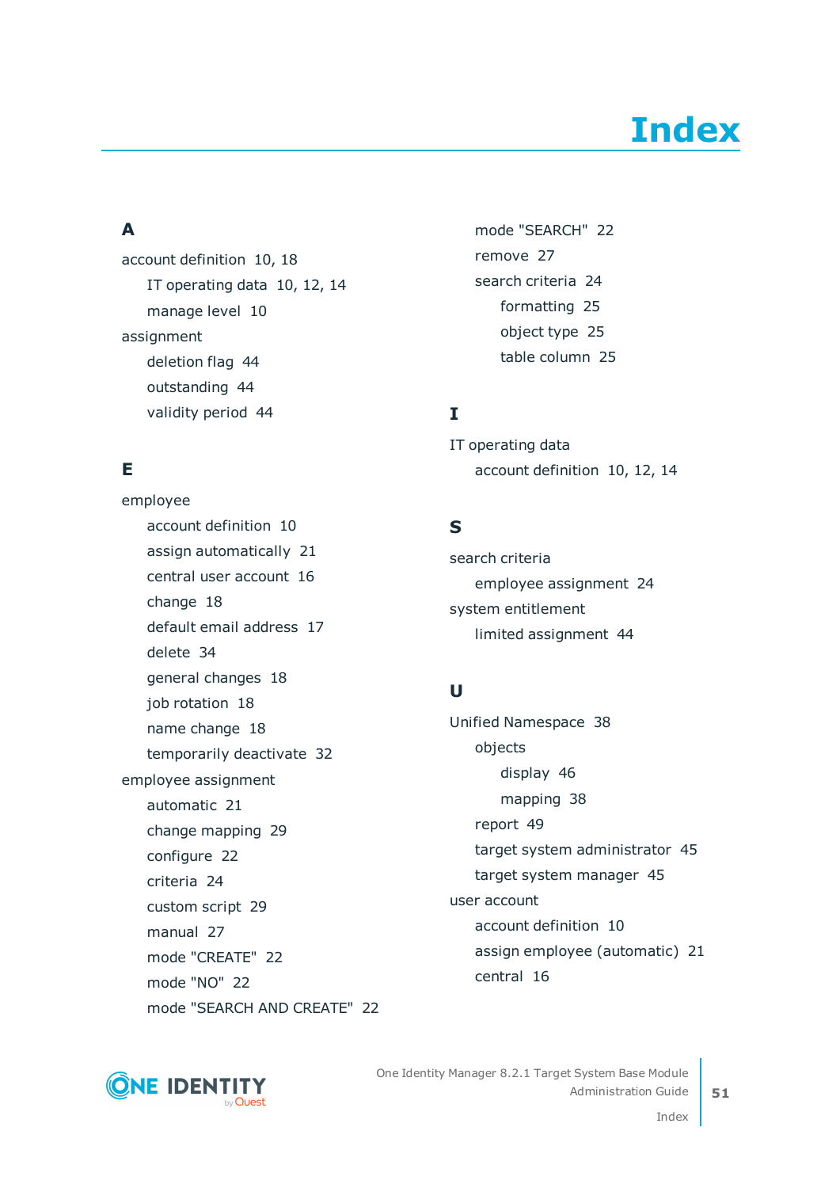# Index

## A

account definition 10, 18
- IT operating data 10, 12, 14
- manage level 10

assignment
- deletion flag 44
- outstanding 44
- validity period 44

## E

employee
- account definition 10
- assign automatically 21
- central user account 16
- change 18
- default email address 17
- delete 34
- general changes 18
- job rotation 18
- name change 18
- temporarily deactivate 32

employee assignment
- automatic 21
- change mapping 29
- configure 22
- criteria 24
- custom script 29
- manual 27
- mode "CREATE" 22
- mode "NO" 22
- mode "SEARCH AND CREATE" 22
- mode "SEARCH" 22
- remove 27
- search criteria 24
  - formatting 25
  - object type 25
  - table column 25

## I

IT operating data
- account definition 10, 12, 14

## S

search criteria
- employee assignment 24

system entitlement
- limited assignment 44

## U

Unified Namespace 38
- objects
  - display 46
  - mapping 38
- report 49
- target system administrator 45
- target system manager 45

user account
- account definition 10
- assign employee (automatic) 21
- central 16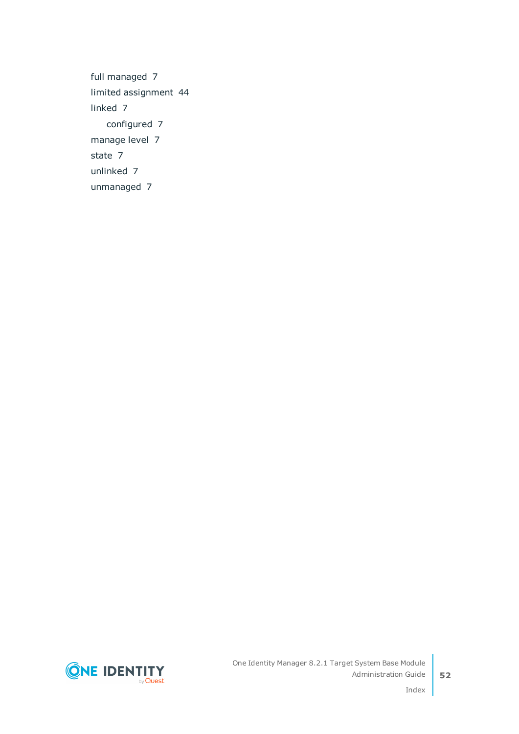full managed 7

limited assignment 44

linked 7

  configured 7

manage level 7

state 7

unlinked 7

unmanaged 7